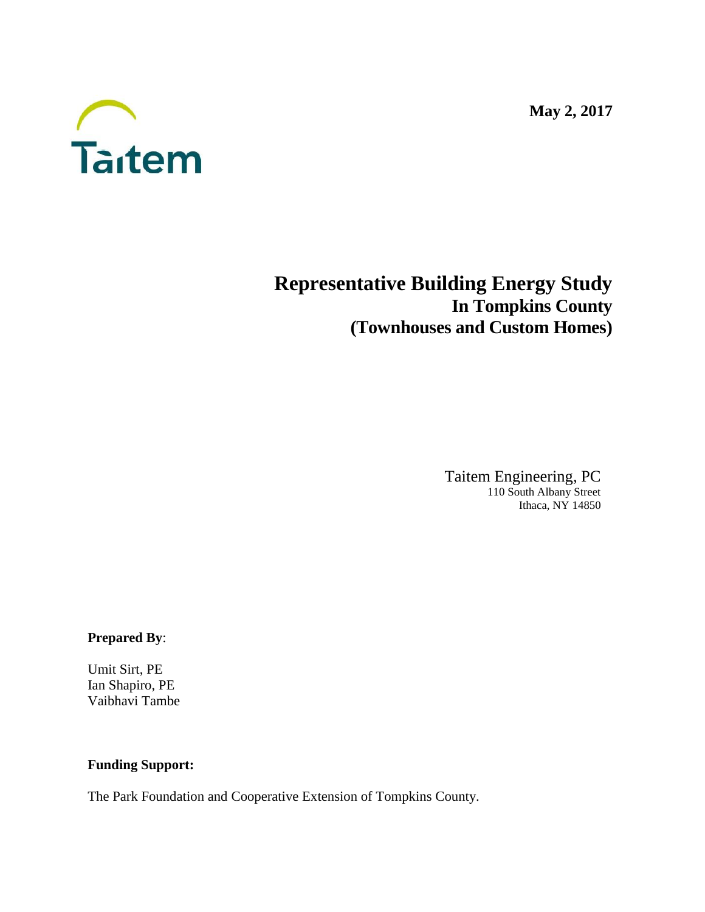Taitem

**May 2, 2017**

# Representative Building Energy Study
## In Tompkins County
## (Townhouses and Custom Homes)

Taitem Engineering, PC
110 South Albany Street
Ithaca, NY 14850

**Prepared By**:

Umit Sirt, PE
Ian Shapiro, PE
Vaibhavi Tambe

**Funding Support:**

The Park Foundation and Cooperative Extension of Tompkins County.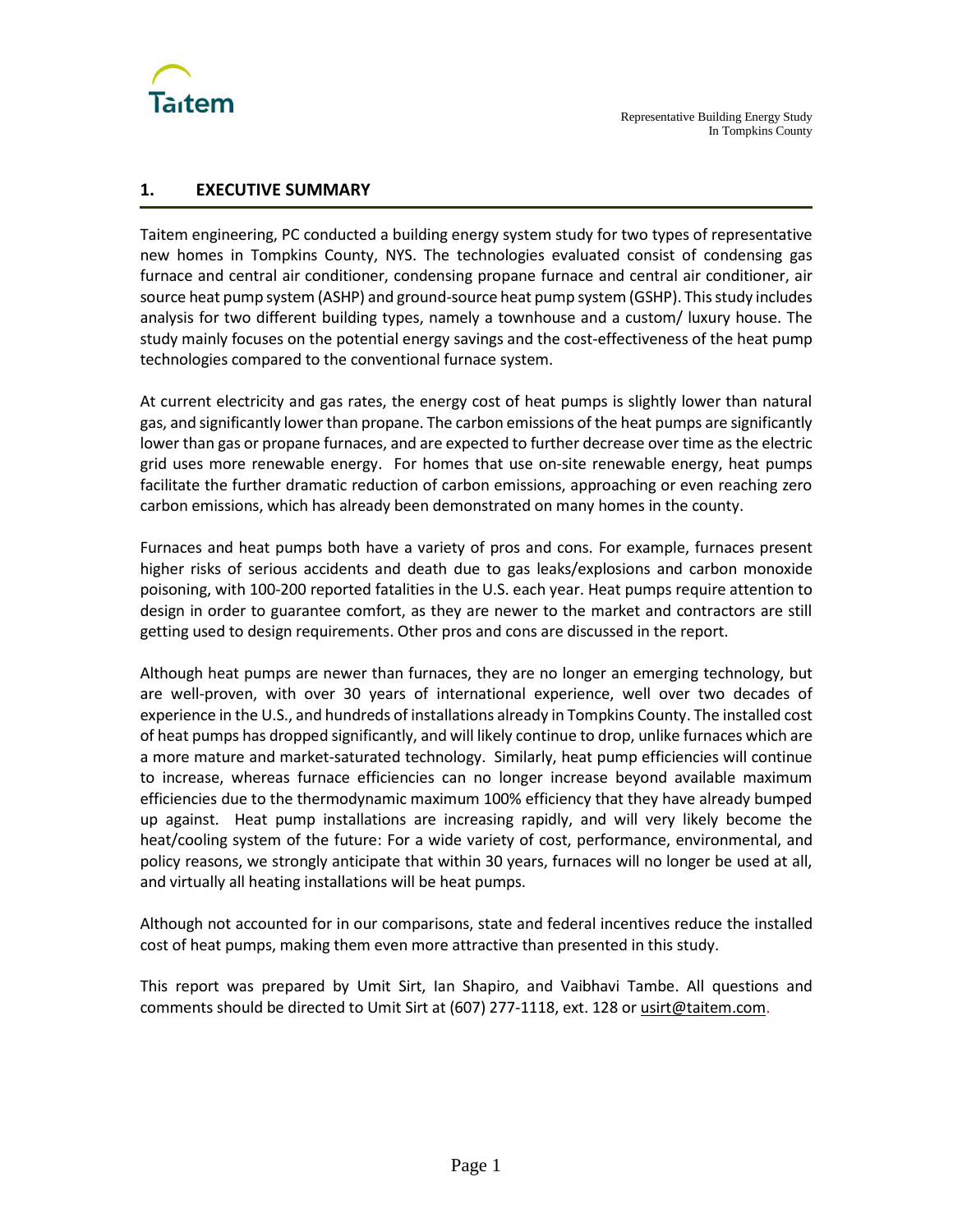## 1. EXECUTIVE SUMMARY

Taitem engineering, PC conducted a building energy system study for two types of representative new homes in Tompkins County, NYS. The technologies evaluated consist of condensing gas furnace and central air conditioner, condensing propane furnace and central air conditioner, air source heat pump system (ASHP) and ground-source heat pump system (GSHP). This study includes analysis for two different building types, namely a townhouse and a custom/ luxury house. The study mainly focuses on the potential energy savings and the cost-effectiveness of the heat pump technologies compared to the conventional furnace system.

At current electricity and gas rates, the energy cost of heat pumps is slightly lower than natural gas, and significantly lower than propane. The carbon emissions of the heat pumps are significantly lower than gas or propane furnaces, and are expected to further decrease over time as the electric grid uses more renewable energy. For homes that use on-site renewable energy, heat pumps facilitate the further dramatic reduction of carbon emissions, approaching or even reaching zero carbon emissions, which has already been demonstrated on many homes in the county.

Furnaces and heat pumps both have a variety of pros and cons. For example, furnaces present higher risks of serious accidents and death due to gas leaks/explosions and carbon monoxide poisoning, with 100-200 reported fatalities in the U.S. each year. Heat pumps require attention to design in order to guarantee comfort, as they are newer to the market and contractors are still getting used to design requirements. Other pros and cons are discussed in the report.

Although heat pumps are newer than furnaces, they are no longer an emerging technology, but are well-proven, with over 30 years of international experience, well over two decades of experience in the U.S., and hundreds of installations already in Tompkins County. The installed cost of heat pumps has dropped significantly, and will likely continue to drop, unlike furnaces which are a more mature and market-saturated technology. Similarly, heat pump efficiencies will continue to increase, whereas furnace efficiencies can no longer increase beyond available maximum efficiencies due to the thermodynamic maximum 100% efficiency that they have already bumped up against. Heat pump installations are increasing rapidly, and will very likely become the heat/cooling system of the future: For a wide variety of cost, performance, environmental, and policy reasons, we strongly anticipate that within 30 years, furnaces will no longer be used at all, and virtually all heating installations will be heat pumps.

Although not accounted for in our comparisons, state and federal incentives reduce the installed cost of heat pumps, making them even more attractive than presented in this study.

This report was prepared by Umit Sirt, Ian Shapiro, and Vaibhavi Tambe. All questions and comments should be directed to Umit Sirt at (607) 277-1118, ext. 128 or usirt@taitem.com.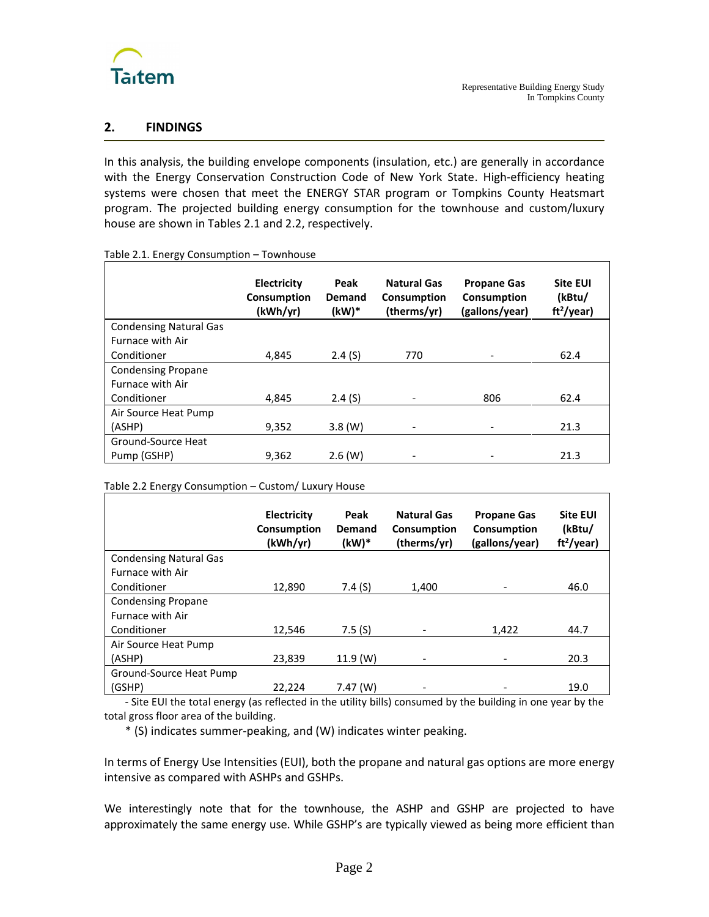## 2. FINDINGS

In this analysis, the building envelope components (insulation, etc.) are generally in accordance with the Energy Conservation Construction Code of New York State. High-efficiency heating systems were chosen that meet the ENERGY STAR program or Tompkins County Heatsmart program. The projected building energy consumption for the townhouse and custom/luxury house are shown in Tables 2.1 and 2.2, respectively.

Table 2.1. Energy Consumption – Townhouse

| | Electricity Consumption (kWh/yr) | Peak Demand (kW)* | Natural Gas Consumption (therms/yr) | Propane Gas Consumption (gallons/year) | Site EUI (kBtu/ ft$^2$/year) |
|---|---|---|---|---|---|
| Condensing Natural Gas Furnace with Air Conditioner | 4,845 | 2.4 (S) | 770 | - | 62.4 |
| Condensing Propane Furnace with Air Conditioner | 4,845 | 2.4 (S) | - | 806 | 62.4 |
| Air Source Heat Pump (ASHP) | 9,352 | 3.8 (W) | - | - | 21.3 |
| Ground-Source Heat Pump (GSHP) | 9,362 | 2.6 (W) | - | - | 21.3 |

Table 2.2 Energy Consumption – Custom/ Luxury House

| | Electricity Consumption (kWh/yr) | Peak Demand (kW)* | Natural Gas Consumption (therms/yr) | Propane Gas Consumption (gallons/year) | Site EUI (kBtu/ ft$^2$/year) |
|---|---|---|---|---|---|
| Condensing Natural Gas Furnace with Air Conditioner | 12,890 | 7.4 (S) | 1,400 | - | 46.0 |
| Condensing Propane Furnace with Air Conditioner | 12,546 | 7.5 (S) | - | 1,422 | 44.7 |
| Air Source Heat Pump (ASHP) | 23,839 | 11.9 (W) | - | - | 20.3 |
| Ground-Source Heat Pump (GSHP) | 22,224 | 7.47 (W) | - | - | 19.0 |

- Site EUI the total energy (as reflected in the utility bills) consumed by the building in one year by the total gross floor area of the building.

\* (S) indicates summer-peaking, and (W) indicates winter peaking.

In terms of Energy Use Intensities (EUI), both the propane and natural gas options are more energy intensive as compared with ASHPs and GSHPs.

We interestingly note that for the townhouse, the ASHP and GSHP are projected to have approximately the same energy use. While GSHP's are typically viewed as being more efficient than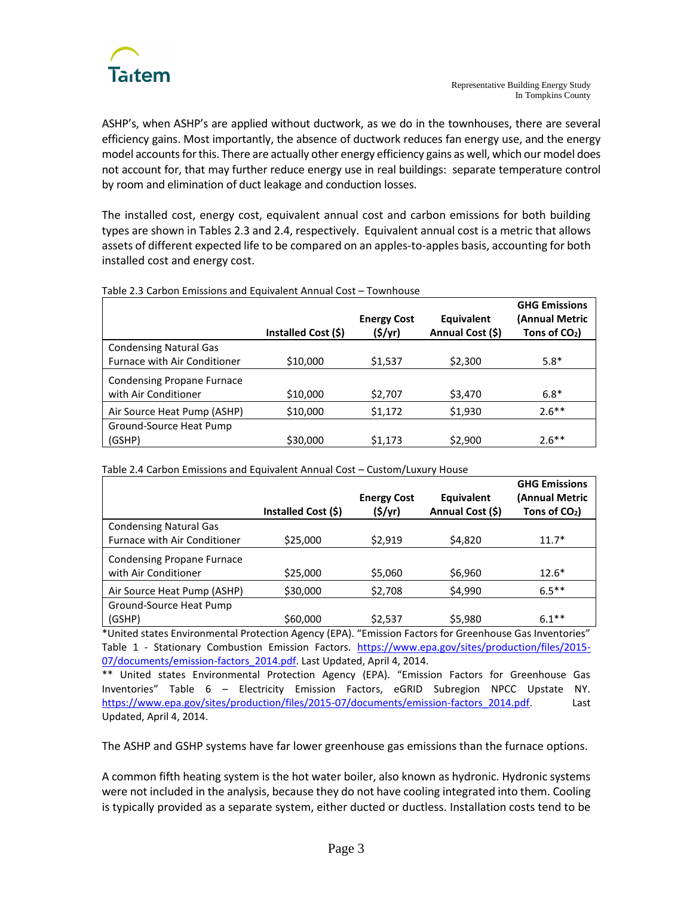ASHP's, when ASHP's are applied without ductwork, as we do in the townhouses, there are several efficiency gains. Most importantly, the absence of ductwork reduces fan energy use, and the energy model accounts for this. There are actually other energy efficiency gains as well, which our model does not account for, that may further reduce energy use in real buildings: separate temperature control by room and elimination of duct leakage and conduction losses.

The installed cost, energy cost, equivalent annual cost and carbon emissions for both building types are shown in Tables 2.3 and 2.4, respectively. Equivalent annual cost is a metric that allows assets of different expected life to be compared on an apples-to-apples basis, accounting for both installed cost and energy cost.

Table 2.3 Carbon Emissions and Equivalent Annual Cost – Townhouse

| | Installed Cost ($) | Energy Cost ($/yr) | Equivalent Annual Cost ($) | GHG Emissions (Annual Metric Tons of $CO_2$) |
|---|---|---|---|---|
| Condensing Natural Gas Furnace with Air Conditioner | $10,000 | $1,537 | $2,300 | 5.8* |
| Condensing Propane Furnace with Air Conditioner | $10,000 | $2,707 | $3,470 | 6.8* |
| Air Source Heat Pump (ASHP) | $10,000 | $1,172 | $1,930 | 2.6** |
| Ground-Source Heat Pump (GSHP) | $30,000 | $1,173 | $2,900 | 2.6** |

Table 2.4 Carbon Emissions and Equivalent Annual Cost – Custom/Luxury House

| | Installed Cost ($) | Energy Cost ($/yr) | Equivalent Annual Cost ($) | GHG Emissions (Annual Metric Tons of $CO_2$) |
|---|---|---|---|---|
| Condensing Natural Gas Furnace with Air Conditioner | $25,000 | $2,919 | $4,820 | 11.7* |
| Condensing Propane Furnace with Air Conditioner | $25,000 | $5,060 | $6,960 | 12.6* |
| Air Source Heat Pump (ASHP) | $30,000 | $2,708 | $4,990 | 6.5** |
| Ground-Source Heat Pump (GSHP) | $60,000 | $2,537 | $5,980 | 6.1** |

*United states Environmental Protection Agency (EPA). "Emission Factors for Greenhouse Gas Inventories" Table 1 - Stationary Combustion Emission Factors. https://www.epa.gov/sites/production/files/2015-07/documents/emission-factors_2014.pdf. Last Updated, April 4, 2014.

** United states Environmental Protection Agency (EPA). "Emission Factors for Greenhouse Gas Inventories" Table 6 – Electricity Emission Factors, eGRID Subregion NPCC Upstate NY. https://www.epa.gov/sites/production/files/2015-07/documents/emission-factors_2014.pdf. Last Updated, April 4, 2014.

The ASHP and GSHP systems have far lower greenhouse gas emissions than the furnace options.

A common fifth heating system is the hot water boiler, also known as hydronic. Hydronic systems were not included in the analysis, because they do not have cooling integrated into them. Cooling is typically provided as a separate system, either ducted or ductless. Installation costs tend to be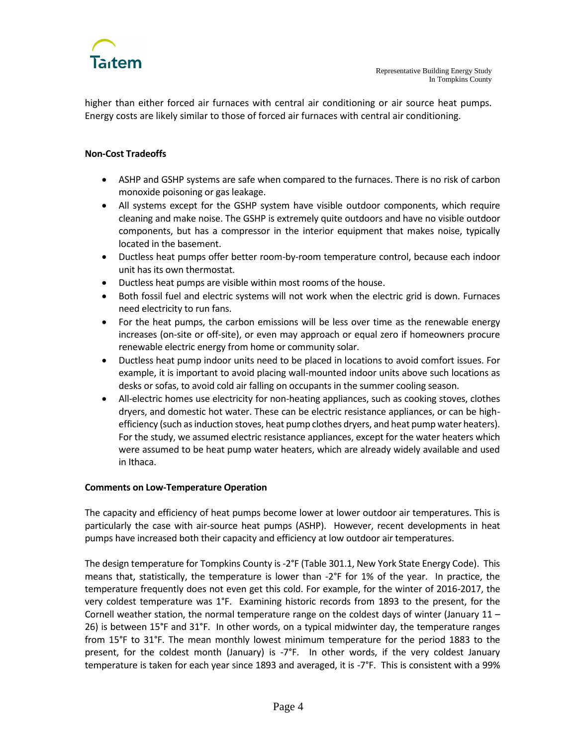higher than either forced air furnaces with central air conditioning or air source heat pumps. Energy costs are likely similar to those of forced air furnaces with central air conditioning.

**Non-Cost Tradeoffs**

- ASHP and GSHP systems are safe when compared to the furnaces. There is no risk of carbon monoxide poisoning or gas leakage.
- All systems except for the GSHP system have visible outdoor components, which require cleaning and make noise. The GSHP is extremely quite outdoors and have no visible outdoor components, but has a compressor in the interior equipment that makes noise, typically located in the basement.
- Ductless heat pumps offer better room-by-room temperature control, because each indoor unit has its own thermostat.
- Ductless heat pumps are visible within most rooms of the house.
- Both fossil fuel and electric systems will not work when the electric grid is down. Furnaces need electricity to run fans.
- For the heat pumps, the carbon emissions will be less over time as the renewable energy increases (on-site or off-site), or even may approach or equal zero if homeowners procure renewable electric energy from home or community solar.
- Ductless heat pump indoor units need to be placed in locations to avoid comfort issues. For example, it is important to avoid placing wall-mounted indoor units above such locations as desks or sofas, to avoid cold air falling on occupants in the summer cooling season.
- All-electric homes use electricity for non-heating appliances, such as cooking stoves, clothes dryers, and domestic hot water. These can be electric resistance appliances, or can be high-efficiency (such as induction stoves, heat pump clothes dryers, and heat pump water heaters). For the study, we assumed electric resistance appliances, except for the water heaters which were assumed to be heat pump water heaters, which are already widely available and used in Ithaca.

**Comments on Low-Temperature Operation**

The capacity and efficiency of heat pumps become lower at lower outdoor air temperatures. This is particularly the case with air-source heat pumps (ASHP). However, recent developments in heat pumps have increased both their capacity and efficiency at low outdoor air temperatures.

The design temperature for Tompkins County is -2°F (Table 301.1, New York State Energy Code). This means that, statistically, the temperature is lower than -2°F for 1% of the year. In practice, the temperature frequently does not even get this cold. For example, for the winter of 2016-2017, the very coldest temperature was 1°F. Examining historic records from 1893 to the present, for the Cornell weather station, the normal temperature range on the coldest days of winter (January 11 – 26) is between 15°F and 31°F. In other words, on a typical midwinter day, the temperature ranges from 15°F to 31°F. The mean monthly lowest minimum temperature for the period 1883 to the present, for the coldest month (January) is -7°F. In other words, if the very coldest January temperature is taken for each year since 1893 and averaged, it is -7°F. This is consistent with a 99%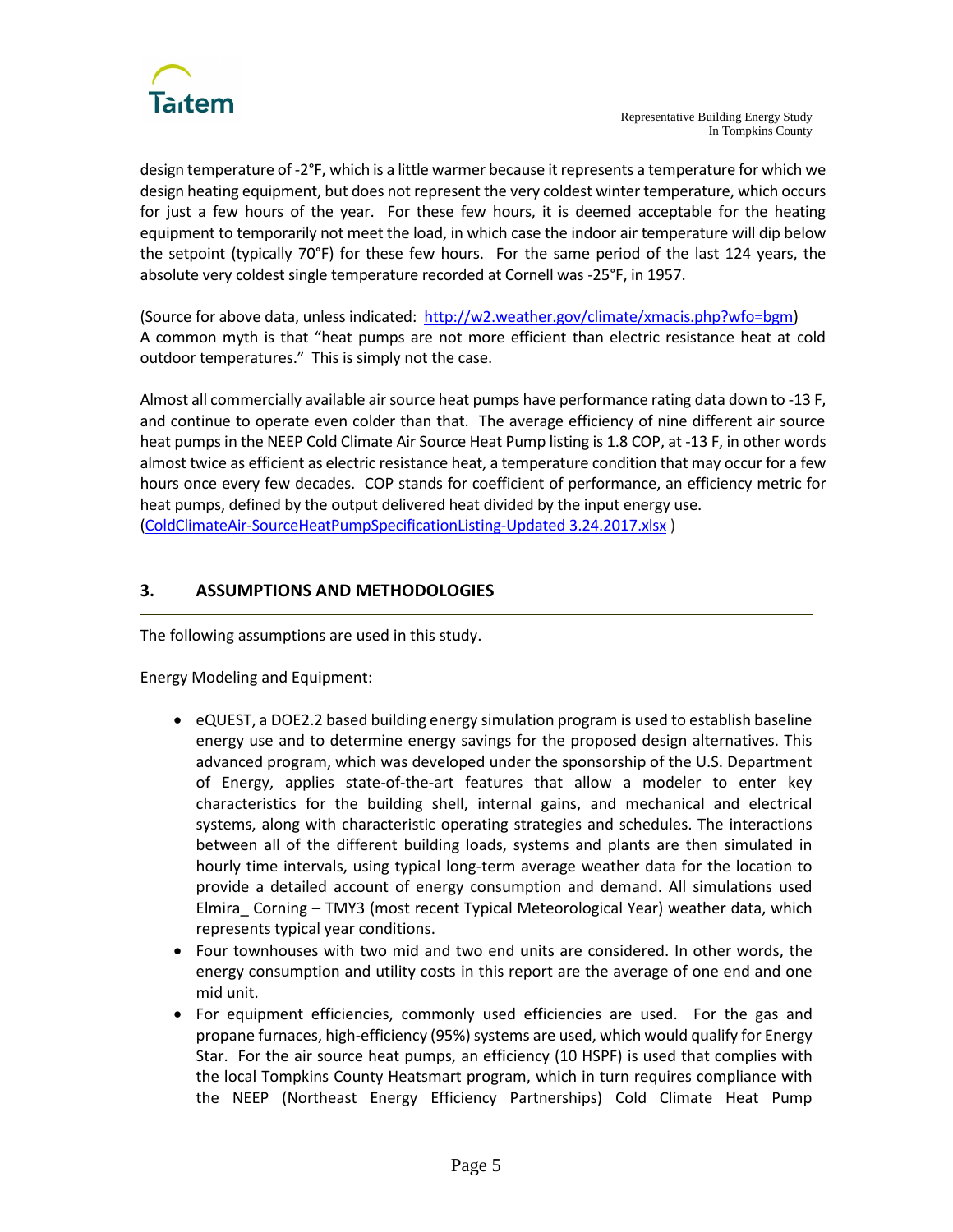design temperature of -2°F, which is a little warmer because it represents a temperature for which we design heating equipment, but does not represent the very coldest winter temperature, which occurs for just a few hours of the year. For these few hours, it is deemed acceptable for the heating equipment to temporarily not meet the load, in which case the indoor air temperature will dip below the setpoint (typically 70°F) for these few hours. For the same period of the last 124 years, the absolute very coldest single temperature recorded at Cornell was -25°F, in 1957.

(Source for above data, unless indicated: [http://w2.weather.gov/climate/xmacis.php?wfo=bgm](http://w2.weather.gov/climate/xmacis.php?wfo=bgm))
A common myth is that "heat pumps are not more efficient than electric resistance heat at cold outdoor temperatures." This is simply not the case.

Almost all commercially available air source heat pumps have performance rating data down to -13 F, and continue to operate even colder than that. The average efficiency of nine different air source heat pumps in the NEEP Cold Climate Air Source Heat Pump listing is 1.8 COP, at -13 F, in other words almost twice as efficient as electric resistance heat, a temperature condition that may occur for a few hours once every few decades. COP stands for coefficient of performance, an efficiency metric for heat pumps, defined by the output delivered heat divided by the input energy use.
(ColdClimateAir-SourceHeatPumpSpecificationListing-Updated 3.24.2017.xlsx )

## 3. ASSUMPTIONS AND METHODOLOGIES

The following assumptions are used in this study.

Energy Modeling and Equipment:

- eQUEST, a DOE2.2 based building energy simulation program is used to establish baseline energy use and to determine energy savings for the proposed design alternatives. This advanced program, which was developed under the sponsorship of the U.S. Department of Energy, applies state-of-the-art features that allow a modeler to enter key characteristics for the building shell, internal gains, and mechanical and electrical systems, along with characteristic operating strategies and schedules. The interactions between all of the different building loads, systems and plants are then simulated in hourly time intervals, using typical long-term average weather data for the location to provide a detailed account of energy consumption and demand. All simulations used Elmira_ Corning – TMY3 (most recent Typical Meteorological Year) weather data, which represents typical year conditions.
- Four townhouses with two mid and two end units are considered. In other words, the energy consumption and utility costs in this report are the average of one end and one mid unit.
- For equipment efficiencies, commonly used efficiencies are used. For the gas and propane furnaces, high-efficiency (95%) systems are used, which would qualify for Energy Star. For the air source heat pumps, an efficiency (10 HSPF) is used that complies with the local Tompkins County Heatsmart program, which in turn requires compliance with the NEEP (Northeast Energy Efficiency Partnerships) Cold Climate Heat Pump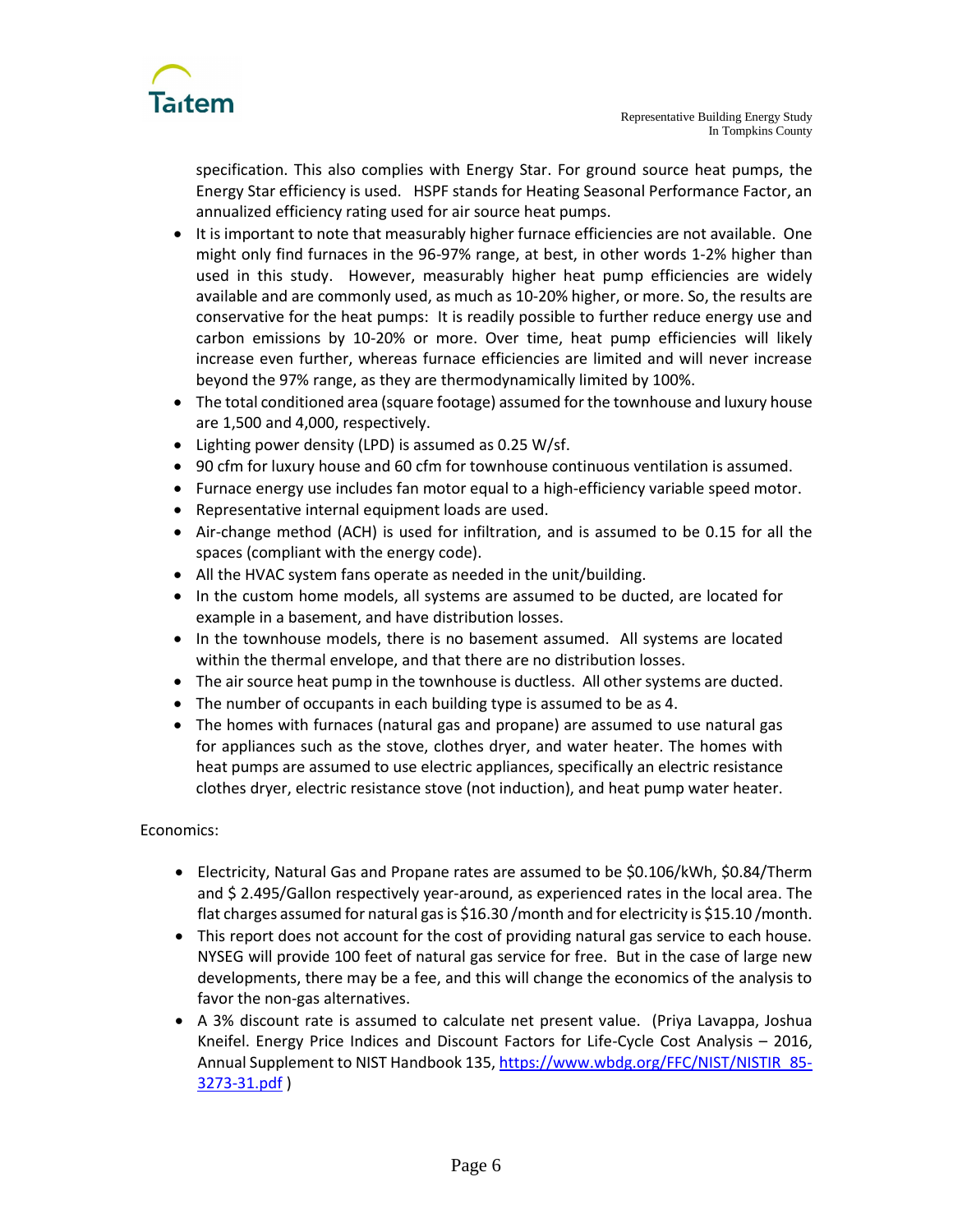specification. This also complies with Energy Star. For ground source heat pumps, the Energy Star efficiency is used. HSPF stands for Heating Seasonal Performance Factor, an annualized efficiency rating used for air source heat pumps.

- It is important to note that measurably higher furnace efficiencies are not available. One might only find furnaces in the 96-97% range, at best, in other words 1-2% higher than used in this study. However, measurably higher heat pump efficiencies are widely available and are commonly used, as much as 10-20% higher, or more. So, the results are conservative for the heat pumps: It is readily possible to further reduce energy use and carbon emissions by 10-20% or more. Over time, heat pump efficiencies will likely increase even further, whereas furnace efficiencies are limited and will never increase beyond the 97% range, as they are thermodynamically limited by 100%.
- The total conditioned area (square footage) assumed for the townhouse and luxury house are 1,500 and 4,000, respectively.
- Lighting power density (LPD) is assumed as 0.25 W/sf.
- 90 cfm for luxury house and 60 cfm for townhouse continuous ventilation is assumed.
- Furnace energy use includes fan motor equal to a high-efficiency variable speed motor.
- Representative internal equipment loads are used.
- Air-change method (ACH) is used for infiltration, and is assumed to be 0.15 for all the spaces (compliant with the energy code).
- All the HVAC system fans operate as needed in the unit/building.
- In the custom home models, all systems are assumed to be ducted, are located for example in a basement, and have distribution losses.
- In the townhouse models, there is no basement assumed. All systems are located within the thermal envelope, and that there are no distribution losses.
- The air source heat pump in the townhouse is ductless. All other systems are ducted.
- The number of occupants in each building type is assumed to be as 4.
- The homes with furnaces (natural gas and propane) are assumed to use natural gas for appliances such as the stove, clothes dryer, and water heater. The homes with heat pumps are assumed to use electric appliances, specifically an electric resistance clothes dryer, electric resistance stove (not induction), and heat pump water heater.

Economics:

- Electricity, Natural Gas and Propane rates are assumed to be $0.106/kWh, $0.84/Therm and $ 2.495/Gallon respectively year-around, as experienced rates in the local area. The flat charges assumed for natural gas is $16.30 /month and for electricity is $15.10 /month.
- This report does not account for the cost of providing natural gas service to each house. NYSEG will provide 100 feet of natural gas service for free. But in the case of large new developments, there may be a fee, and this will change the economics of the analysis to favor the non-gas alternatives.
- A 3% discount rate is assumed to calculate net present value. (Priya Lavappa, Joshua Kneifel. Energy Price Indices and Discount Factors for Life-Cycle Cost Analysis – 2016, Annual Supplement to NIST Handbook 135, https://www.wbdg.org/FFC/NIST/NISTIR_85-3273-31.pdf )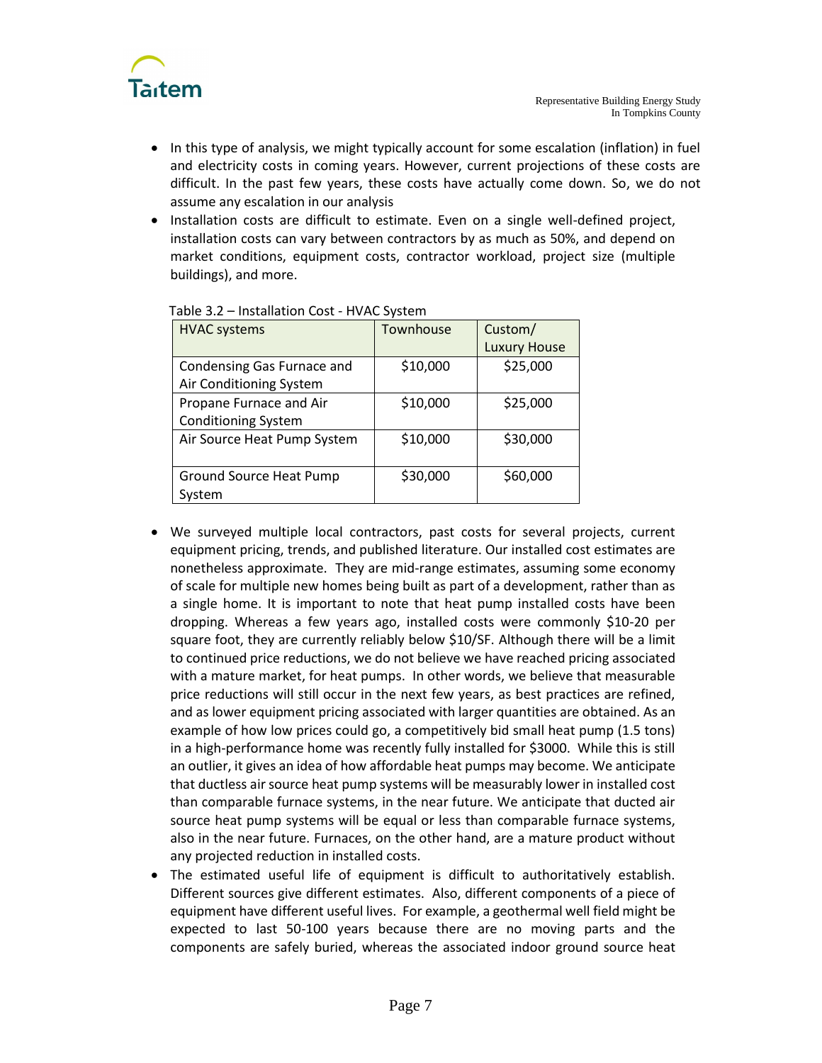- In this type of analysis, we might typically account for some escalation (inflation) in fuel and electricity costs in coming years. However, current projections of these costs are difficult. In the past few years, these costs have actually come down. So, we do not assume any escalation in our analysis
- Installation costs are difficult to estimate. Even on a single well-defined project, installation costs can vary between contractors by as much as 50%, and depend on market conditions, equipment costs, contractor workload, project size (multiple buildings), and more.

Table 3.2 – Installation Cost - HVAC System

| HVAC systems | Townhouse | Custom/ Luxury House |
|---|---|---|
| Condensing Gas Furnace and Air Conditioning System | $10,000 | $25,000 |
| Propane Furnace and Air Conditioning System | $10,000 | $25,000 |
| Air Source Heat Pump System | $10,000 | $30,000 |
| Ground Source Heat Pump System | $30,000 | $60,000 |

- We surveyed multiple local contractors, past costs for several projects, current equipment pricing, trends, and published literature. Our installed cost estimates are nonetheless approximate. They are mid-range estimates, assuming some economy of scale for multiple new homes being built as part of a development, rather than as a single home. It is important to note that heat pump installed costs have been dropping. Whereas a few years ago, installed costs were commonly $10-20 per square foot, they are currently reliably below $10/SF. Although there will be a limit to continued price reductions, we do not believe we have reached pricing associated with a mature market, for heat pumps. In other words, we believe that measurable price reductions will still occur in the next few years, as best practices are refined, and as lower equipment pricing associated with larger quantities are obtained. As an example of how low prices could go, a competitively bid small heat pump (1.5 tons) in a high-performance home was recently fully installed for $3000. While this is still an outlier, it gives an idea of how affordable heat pumps may become. We anticipate that ductless air source heat pump systems will be measurably lower in installed cost than comparable furnace systems, in the near future. We anticipate that ducted air source heat pump systems will be equal or less than comparable furnace systems, also in the near future. Furnaces, on the other hand, are a mature product without any projected reduction in installed costs.
- The estimated useful life of equipment is difficult to authoritatively establish. Different sources give different estimates. Also, different components of a piece of equipment have different useful lives. For example, a geothermal well field might be expected to last 50-100 years because there are no moving parts and the components are safely buried, whereas the associated indoor ground source heat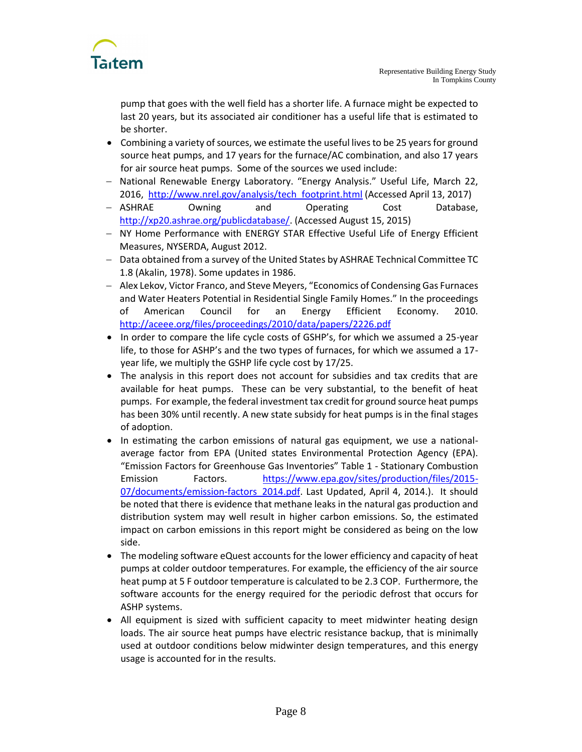pump that goes with the well field has a shorter life. A furnace might be expected to last 20 years, but its associated air conditioner has a useful life that is estimated to be shorter.

- Combining a variety of sources, we estimate the useful lives to be 25 years for ground source heat pumps, and 17 years for the furnace/AC combination, and also 17 years for air source heat pumps. Some of the sources we used include:
  - National Renewable Energy Laboratory. "Energy Analysis." Useful Life, March 22, 2016, http://www.nrel.gov/analysis/tech_footprint.html (Accessed April 13, 2017)
  - ASHRAE Owning and Operating Cost Database, http://xp20.ashrae.org/publicdatabase/. (Accessed August 15, 2015)
  - NY Home Performance with ENERGY STAR Effective Useful Life of Energy Efficient Measures, NYSERDA, August 2012.
  - Data obtained from a survey of the United States by ASHRAE Technical Committee TC 1.8 (Akalin, 1978). Some updates in 1986.
  - Alex Lekov, Victor Franco, and Steve Meyers, "Economics of Condensing Gas Furnaces and Water Heaters Potential in Residential Single Family Homes." In the proceedings of American Council for an Energy Efficient Economy. 2010. http://aceee.org/files/proceedings/2010/data/papers/2226.pdf
- In order to compare the life cycle costs of GSHP's, for which we assumed a 25-year life, to those for ASHP's and the two types of furnaces, for which we assumed a 17-year life, we multiply the GSHP life cycle cost by 17/25.
- The analysis in this report does not account for subsidies and tax credits that are available for heat pumps. These can be very substantial, to the benefit of heat pumps. For example, the federal investment tax credit for ground source heat pumps has been 30% until recently. A new state subsidy for heat pumps is in the final stages of adoption.
- In estimating the carbon emissions of natural gas equipment, we use a national-average factor from EPA (United states Environmental Protection Agency (EPA). "Emission Factors for Greenhouse Gas Inventories" Table 1 - Stationary Combustion Emission Factors. https://www.epa.gov/sites/production/files/2015-07/documents/emission-factors_2014.pdf. Last Updated, April 4, 2014.). It should be noted that there is evidence that methane leaks in the natural gas production and distribution system may well result in higher carbon emissions. So, the estimated impact on carbon emissions in this report might be considered as being on the low side.
- The modeling software eQuest accounts for the lower efficiency and capacity of heat pumps at colder outdoor temperatures. For example, the efficiency of the air source heat pump at 5 F outdoor temperature is calculated to be 2.3 COP. Furthermore, the software accounts for the energy required for the periodic defrost that occurs for ASHP systems.
- All equipment is sized with sufficient capacity to meet midwinter heating design loads. The air source heat pumps have electric resistance backup, that is minimally used at outdoor conditions below midwinter design temperatures, and this energy usage is accounted for in the results.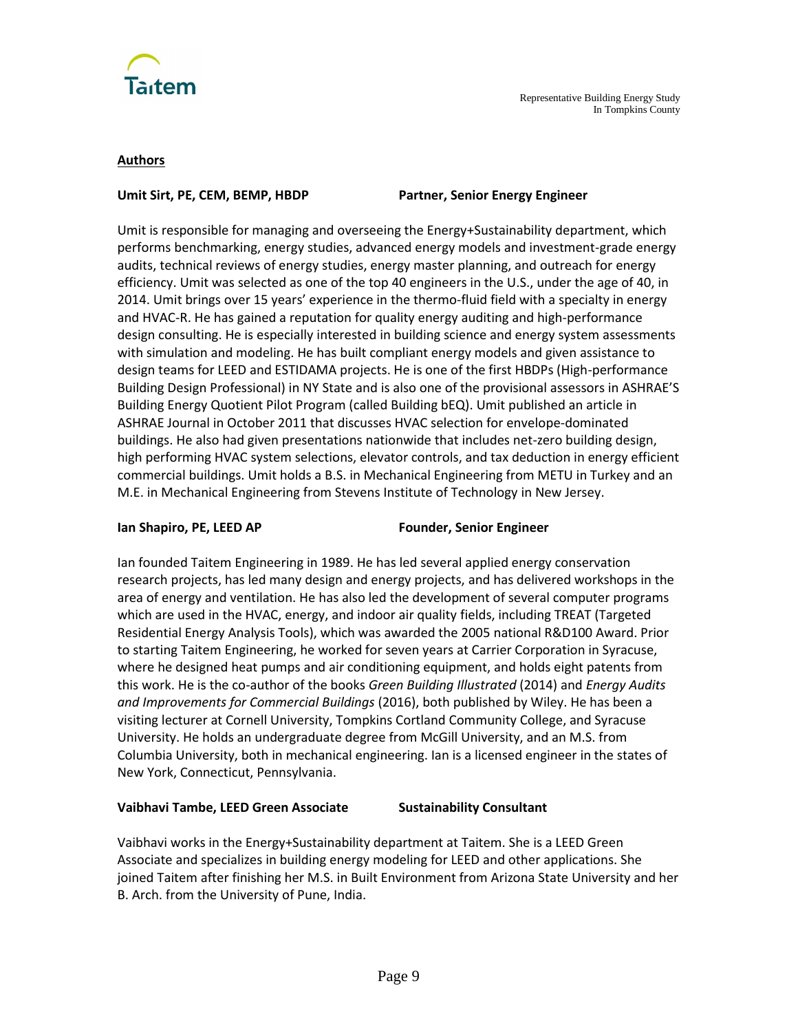## Authors

**Umit Sirt, PE, CEM, BEMP, HBDP** **Partner, Senior Energy Engineer**

Umit is responsible for managing and overseeing the Energy+Sustainability department, which performs benchmarking, energy studies, advanced energy models and investment-grade energy audits, technical reviews of energy studies, energy master planning, and outreach for energy efficiency. Umit was selected as one of the top 40 engineers in the U.S., under the age of 40, in 2014. Umit brings over 15 years' experience in the thermo-fluid field with a specialty in energy and HVAC-R. He has gained a reputation for quality energy auditing and high-performance design consulting. He is especially interested in building science and energy system assessments with simulation and modeling. He has built compliant energy models and given assistance to design teams for LEED and ESTIDAMA projects. He is one of the first HBDPs (High-performance Building Design Professional) in NY State and is also one of the provisional assessors in ASHRAE'S Building Energy Quotient Pilot Program (called Building bEQ). Umit published an article in ASHRAE Journal in October 2011 that discusses HVAC selection for envelope-dominated buildings. He also had given presentations nationwide that includes net-zero building design, high performing HVAC system selections, elevator controls, and tax deduction in energy efficient commercial buildings. Umit holds a B.S. in Mechanical Engineering from METU in Turkey and an M.E. in Mechanical Engineering from Stevens Institute of Technology in New Jersey.

**Ian Shapiro, PE, LEED AP** **Founder, Senior Engineer**

Ian founded Taitem Engineering in 1989. He has led several applied energy conservation research projects, has led many design and energy projects, and has delivered workshops in the area of energy and ventilation. He has also led the development of several computer programs which are used in the HVAC, energy, and indoor air quality fields, including TREAT (Targeted Residential Energy Analysis Tools), which was awarded the 2005 national R&D100 Award. Prior to starting Taitem Engineering, he worked for seven years at Carrier Corporation in Syracuse, where he designed heat pumps and air conditioning equipment, and holds eight patents from this work. He is the co-author of the books *Green Building Illustrated* (2014) and *Energy Audits and Improvements for Commercial Buildings* (2016), both published by Wiley. He has been a visiting lecturer at Cornell University, Tompkins Cortland Community College, and Syracuse University. He holds an undergraduate degree from McGill University, and an M.S. from Columbia University, both in mechanical engineering. Ian is a licensed engineer in the states of New York, Connecticut, Pennsylvania.

**Vaibhavi Tambe, LEED Green Associate** **Sustainability Consultant**

Vaibhavi works in the Energy+Sustainability department at Taitem. She is a LEED Green Associate and specializes in building energy modeling for LEED and other applications. She joined Taitem after finishing her M.S. in Built Environment from Arizona State University and her B. Arch. from the University of Pune, India.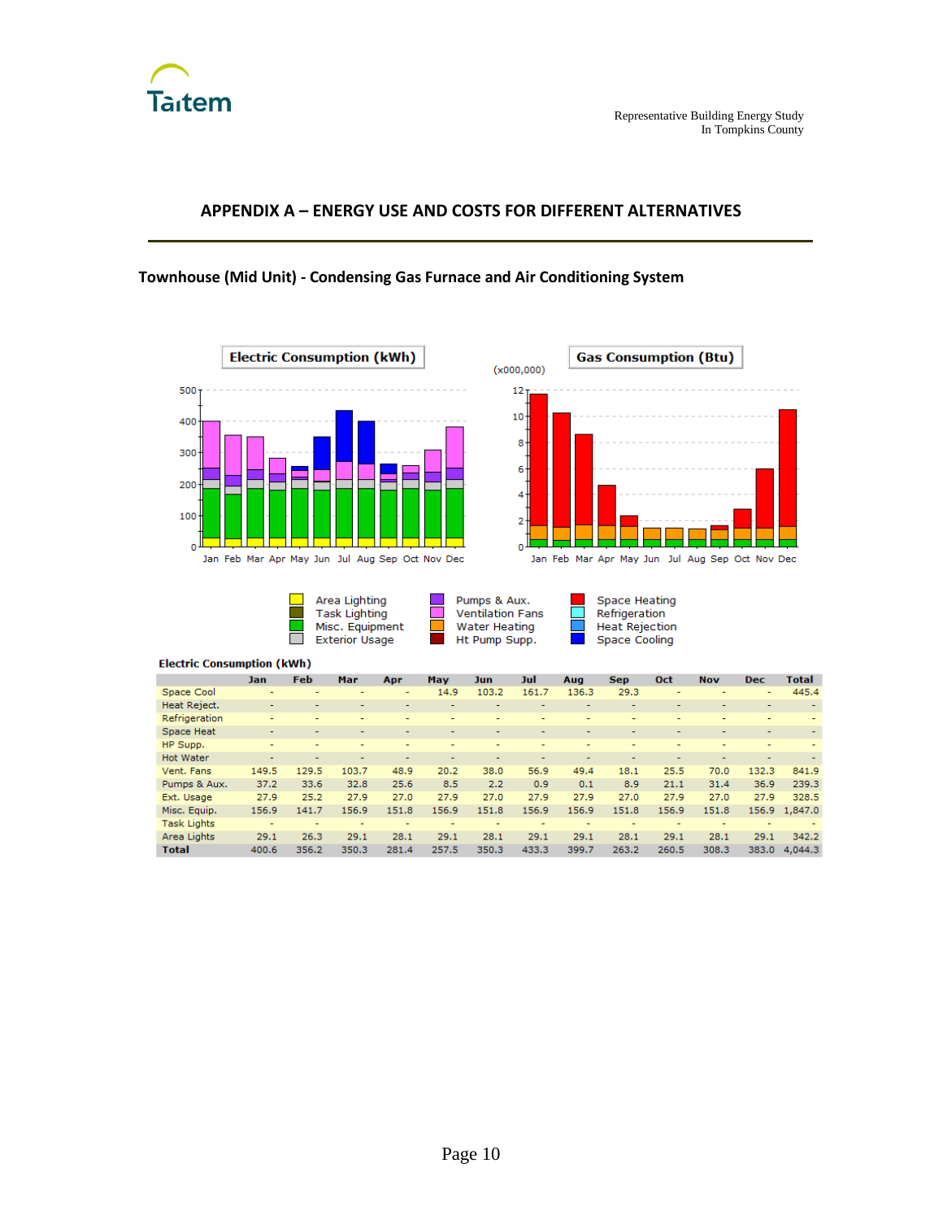## APPENDIX A – ENERGY USE AND COSTS FOR DIFFERENT ALTERNATIVES

### Townhouse (Mid Unit) - Condensing Gas Furnace and Air Conditioning System

**Electric Consumption (kWh)**

| | Jan | Feb | Mar | Apr | May | Jun | Jul | Aug | Sep | Oct | Nov | Dec | Total |
|---|---|---|---|---|---|---|---|---|---|---|---|---|---|
| Space Cool | - | - | - | - | 14.9 | 103.2 | 161.7 | 136.3 | 29.3 | - | - | - | 445.4 |
| Heat Reject. | - | - | - | - | - | - | - | - | - | - | - | - | - |
| Refrigeration | - | - | - | - | - | - | - | - | - | - | - | - | - |
| Space Heat | - | - | - | - | - | - | - | - | - | - | - | - | - |
| HP Supp. | - | - | - | - | - | - | - | - | - | - | - | - | - |
| Hot Water | - | - | - | - | - | - | - | - | - | - | - | - | - |
| Vent. Fans | 149.5 | 129.5 | 103.7 | 48.9 | 20.2 | 38.0 | 56.9 | 49.4 | 18.1 | 25.5 | 70.0 | 132.3 | 841.9 |
| Pumps & Aux. | 37.2 | 33.6 | 32.8 | 25.6 | 8.5 | 2.2 | 0.9 | 0.1 | 8.9 | 21.1 | 31.4 | 36.9 | 239.3 |
| Ext. Usage | 27.9 | 25.2 | 27.9 | 27.0 | 27.9 | 27.0 | 27.9 | 27.9 | 27.0 | 27.9 | 27.0 | 27.9 | 328.5 |
| Misc. Equip. | 156.9 | 141.7 | 156.9 | 151.8 | 156.9 | 151.8 | 156.9 | 156.9 | 151.8 | 156.9 | 151.8 | 156.9 | 1,847.0 |
| Task Lights | - | - | - | - | - | - | - | - | - | - | - | - | - |
| Area Lights | 29.1 | 26.3 | 29.1 | 28.1 | 29.1 | 28.1 | 29.1 | 29.1 | 28.1 | 29.1 | 28.1 | 29.1 | 342.2 |
| **Total** | 400.6 | 356.2 | 350.3 | 281.4 | 257.5 | 350.3 | 433.3 | 399.7 | 263.2 | 260.5 | 308.3 | 383.0 | 4,044.3 |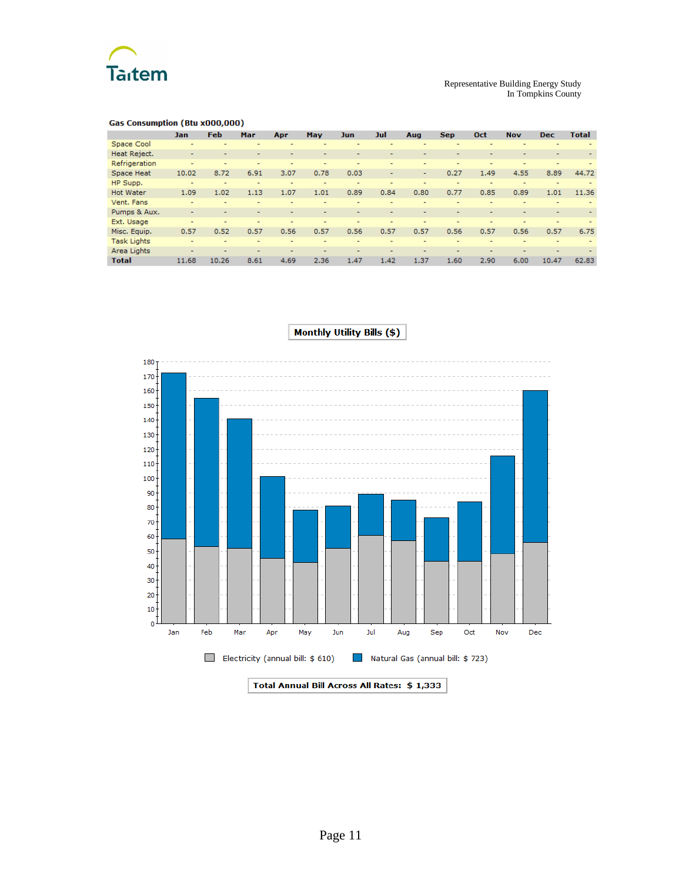## Gas Consumption (Btu x000,000)

| | Jan | Feb | Mar | Apr | May | Jun | Jul | Aug | Sep | Oct | Nov | Dec | Total |
|---|---|---|---|---|---|---|---|---|---|---|---|---|---|
| Space Cool | - | - | - | - | - | - | - | - | - | - | - | - | - |
| Heat Reject. | - | - | - | - | - | - | - | - | - | - | - | - | - |
| Refrigeration | - | - | - | - | - | - | - | - | - | - | - | - | - |
| Space Heat | 10.02 | 8.72 | 6.91 | 3.07 | 0.78 | 0.03 | - | - | 0.27 | 1.49 | 4.55 | 8.89 | 44.72 |
| HP Supp. | - | - | - | - | - | - | - | - | - | - | - | - | - |
| Hot Water | 1.09 | 1.02 | 1.13 | 1.07 | 1.01 | 0.89 | 0.84 | 0.80 | 0.77 | 0.85 | 0.89 | 1.01 | 11.36 |
| Vent. Fans | - | - | - | - | - | - | - | - | - | - | - | - | - |
| Pumps & Aux. | - | - | - | - | - | - | - | - | - | - | - | - | - |
| Ext. Usage | - | - | - | - | - | - | - | - | - | - | - | - | - |
| Misc. Equip. | 0.57 | 0.52 | 0.57 | 0.56 | 0.57 | 0.56 | 0.57 | 0.57 | 0.56 | 0.57 | 0.56 | 0.57 | 6.75 |
| Task Lights | - | - | - | - | - | - | - | - | - | - | - | - | - |
| Area Lights | - | - | - | - | - | - | - | - | - | - | - | - | - |
| **Total** | 11.68 | 10.26 | 8.61 | 4.69 | 2.36 | 1.47 | 1.42 | 1.37 | 1.60 | 2.90 | 6.00 | 10.47 | 62.83 |

**Monthly Utility Bills ($)**

Electricity (annual bill: $ 610) Natural Gas (annual bill: $ 723)

**Total Annual Bill Across All Rates: $ 1,333**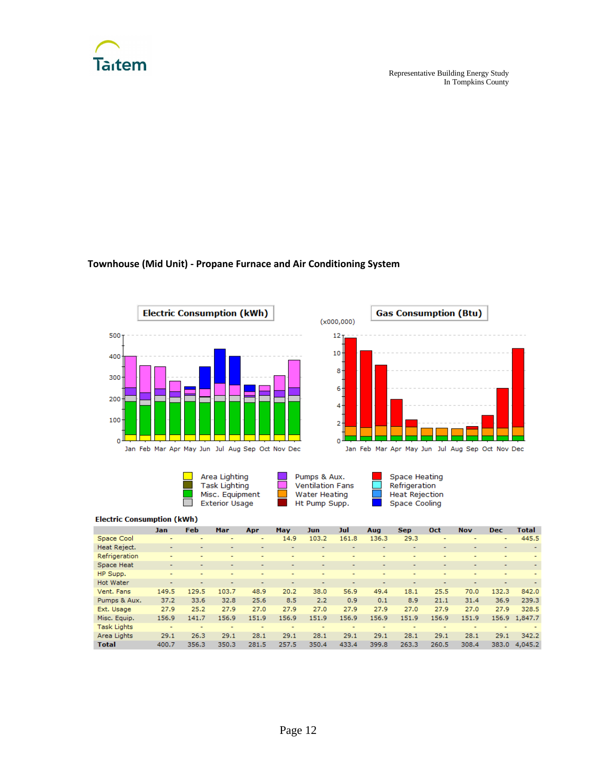## Townhouse (Mid Unit) - Propane Furnace and Air Conditioning System

**Electric Consumption (kWh)**

| | Jan | Feb | Mar | Apr | May | Jun | Jul | Aug | Sep | Oct | Nov | Dec | Total |
|---|---|---|---|---|---|---|---|---|---|---|---|---|---|
| Space Cool | - | - | - | - | 14.9 | 103.2 | 161.8 | 136.3 | 29.3 | - | - | - | 445.5 |
| Heat Reject. | - | - | - | - | - | - | - | - | - | - | - | - | - |
| Refrigeration | - | - | - | - | - | - | - | - | - | - | - | - | - |
| Space Heat | - | - | - | - | - | - | - | - | - | - | - | - | - |
| HP Supp. | - | - | - | - | - | - | - | - | - | - | - | - | - |
| Hot Water | - | - | - | - | - | - | - | - | - | - | - | - | - |
| Vent. Fans | 149.5 | 129.5 | 103.7 | 48.9 | 20.2 | 38.0 | 56.9 | 49.4 | 18.1 | 25.5 | 70.0 | 132.3 | 842.0 |
| Pumps & Aux. | 37.2 | 33.6 | 32.8 | 25.6 | 8.5 | 2.2 | 0.9 | 0.1 | 8.9 | 21.1 | 31.4 | 36.9 | 239.3 |
| Ext. Usage | 27.9 | 25.2 | 27.9 | 27.0 | 27.9 | 27.0 | 27.9 | 27.9 | 27.0 | 27.9 | 27.0 | 27.9 | 328.5 |
| Misc. Equip. | 156.9 | 141.7 | 156.9 | 151.9 | 156.9 | 151.9 | 156.9 | 156.9 | 151.9 | 156.9 | 151.9 | 156.9 | 1,847.7 |
| Task Lights | - | - | - | - | - | - | - | - | - | - | - | - | - |
| Area Lights | 29.1 | 26.3 | 29.1 | 28.1 | 29.1 | 28.1 | 29.1 | 29.1 | 28.1 | 29.1 | 28.1 | 29.1 | 342.2 |
| **Total** | 400.7 | 356.3 | 350.3 | 281.5 | 257.5 | 350.4 | 433.4 | 399.8 | 263.3 | 260.5 | 308.4 | 383.0 | 4,045.2 |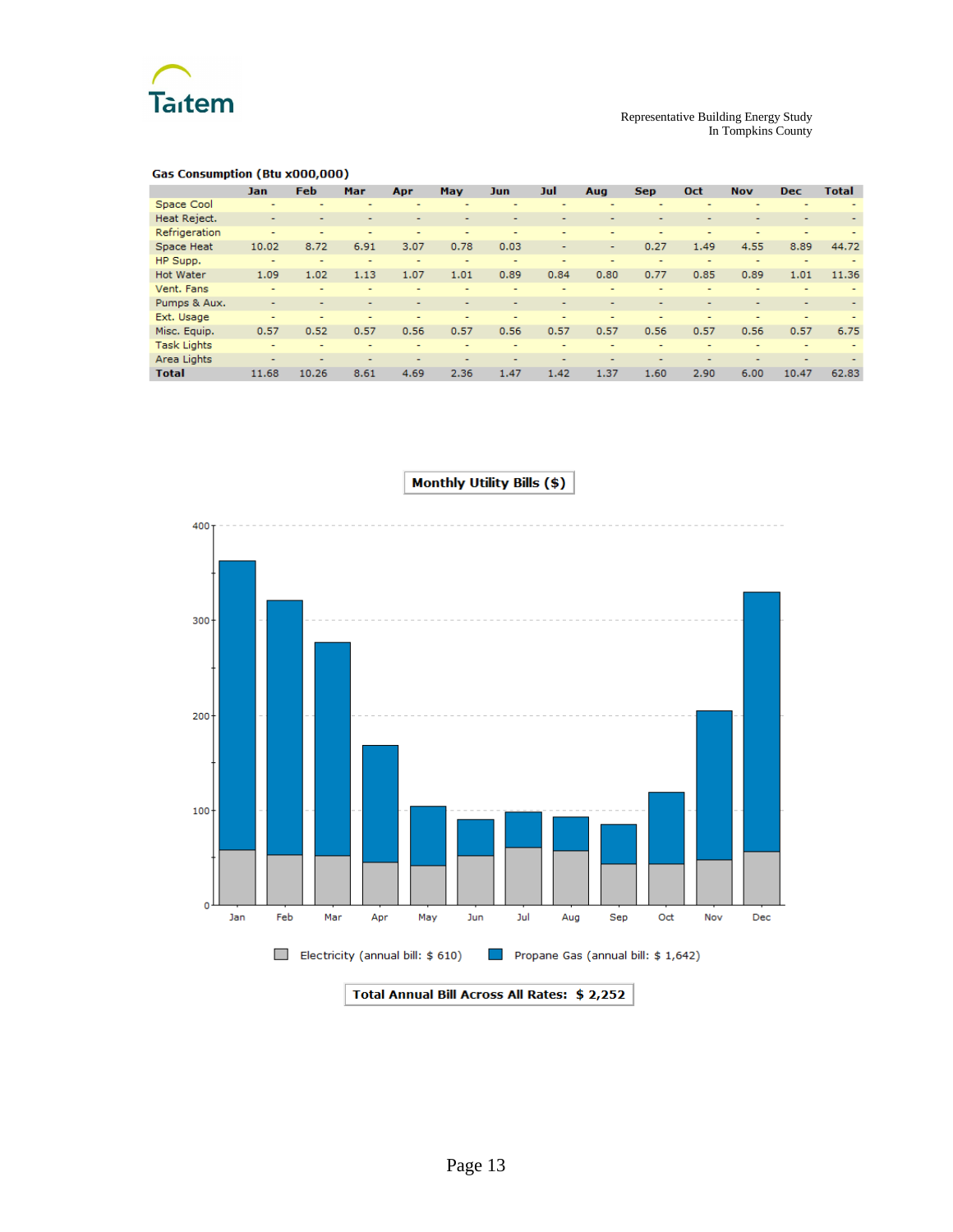**Gas Consumption (Btu x000,000)**

| | Jan | Feb | Mar | Apr | May | Jun | Jul | Aug | Sep | Oct | Nov | Dec | Total |
|---|---|---|---|---|---|---|---|---|---|---|---|---|---|
| Space Cool | - | - | - | - | - | - | - | - | - | - | - | - | - |
| Heat Reject. | - | - | - | - | - | - | - | - | - | - | - | - | - |
| Refrigeration | - | - | - | - | - | - | - | - | - | - | - | - | - |
| Space Heat | 10.02 | 8.72 | 6.91 | 3.07 | 0.78 | 0.03 | - | - | 0.27 | 1.49 | 4.55 | 8.89 | 44.72 |
| HP Supp. | - | - | - | - | - | - | - | - | - | - | - | - | - |
| Hot Water | 1.09 | 1.02 | 1.13 | 1.07 | 1.01 | 0.89 | 0.84 | 0.80 | 0.77 | 0.85 | 0.89 | 1.01 | 11.36 |
| Vent. Fans | - | - | - | - | - | - | - | - | - | - | - | - | - |
| Pumps & Aux. | - | - | - | - | - | - | - | - | - | - | - | - | - |
| Ext. Usage | - | - | - | - | - | - | - | - | - | - | - | - | - |
| Misc. Equip. | 0.57 | 0.52 | 0.57 | 0.56 | 0.57 | 0.56 | 0.57 | 0.57 | 0.56 | 0.57 | 0.56 | 0.57 | 6.75 |
| Task Lights | - | - | - | - | - | - | - | - | - | - | - | - | - |
| Area Lights | - | - | - | - | - | - | - | - | - | - | - | - | - |
| **Total** | 11.68 | 10.26 | 8.61 | 4.69 | 2.36 | 1.47 | 1.42 | 1.37 | 1.60 | 2.90 | 6.00 | 10.47 | 62.83 |

**Monthly Utility Bills ($)**

Electricity (annual bill: $ 610) | Propane Gas (annual bill: $ 1,642)

**Total Annual Bill Across All Rates: $ 2,252**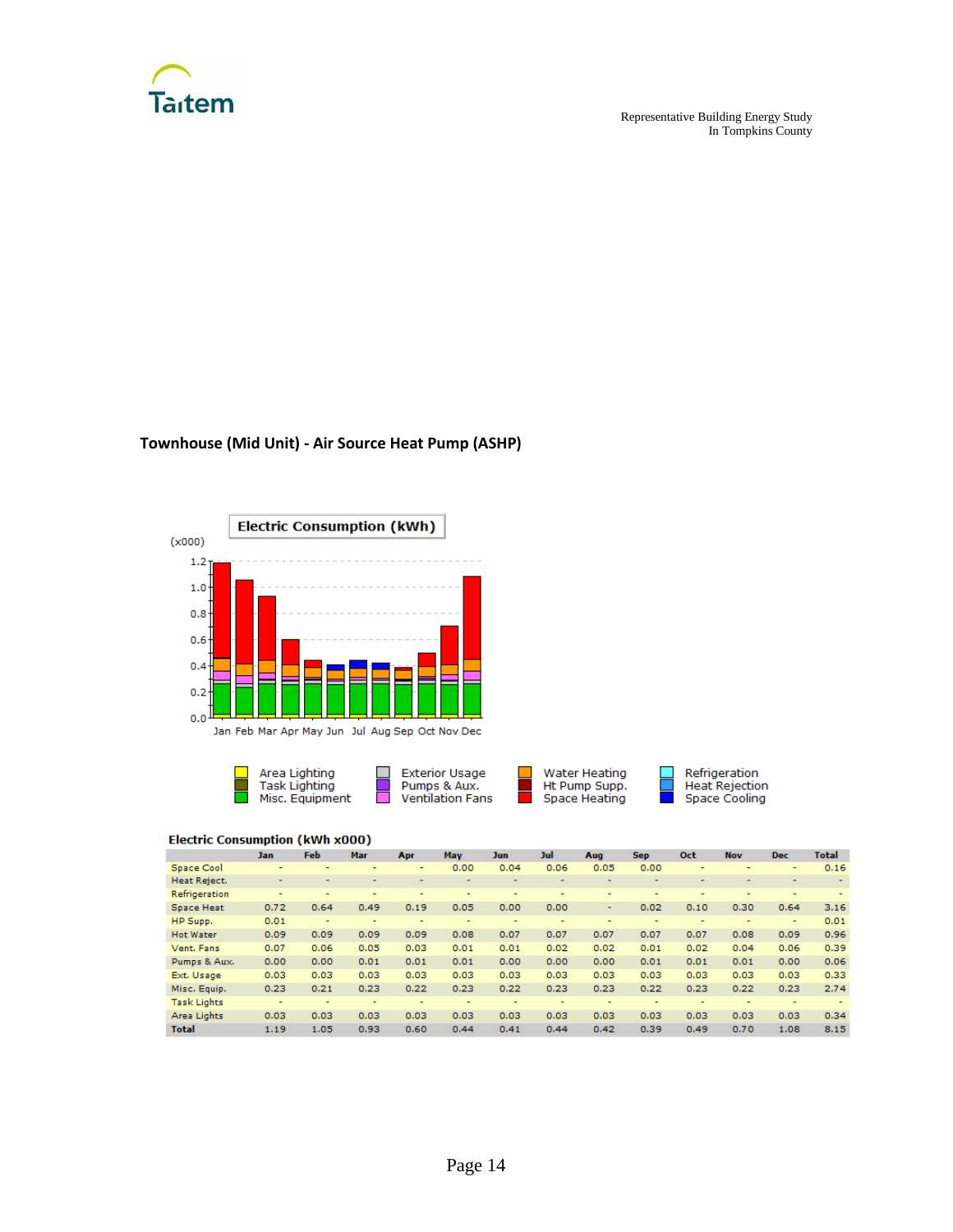## Townhouse (Mid Unit) - Air Source Heat Pump (ASHP)

**Electric Consumption (kWh)**

(x000)

Area Lighting, Task Lighting, Misc. Equipment, Exterior Usage, Pumps & Aux., Ventilation Fans, Water Heating, Ht Pump Supp., Space Heating, Refrigeration, Heat Rejection, Space Cooling

**Electric Consumption (kWh x000)**

| | Jan | Feb | Mar | Apr | May | Jun | Jul | Aug | Sep | Oct | Nov | Dec | Total |
|---|---|---|---|---|---|---|---|---|---|---|---|---|---|
| Space Cool | - | - | - | - | 0.00 | 0.04 | 0.06 | 0.05 | 0.00 | - | - | - | 0.16 |
| Heat Reject. | - | - | - | - | - | - | - | - | - | - | - | - | - |
| Refrigeration | - | - | - | - | - | - | - | - | - | - | - | - | - |
| Space Heat | 0.72 | 0.64 | 0.49 | 0.19 | 0.05 | 0.00 | 0.00 | - | 0.02 | 0.10 | 0.30 | 0.64 | 3.16 |
| HP Supp. | 0.01 | - | - | - | - | - | - | - | - | - | - | - | 0.01 |
| Hot Water | 0.09 | 0.09 | 0.09 | 0.09 | 0.08 | 0.07 | 0.07 | 0.07 | 0.07 | 0.07 | 0.08 | 0.09 | 0.96 |
| Vent. Fans | 0.07 | 0.06 | 0.05 | 0.03 | 0.01 | 0.01 | 0.02 | 0.02 | 0.01 | 0.02 | 0.04 | 0.06 | 0.39 |
| Pumps & Aux. | 0.00 | 0.00 | 0.01 | 0.01 | 0.01 | 0.00 | 0.00 | 0.00 | 0.01 | 0.01 | 0.01 | 0.00 | 0.06 |
| Ext. Usage | 0.03 | 0.03 | 0.03 | 0.03 | 0.03 | 0.03 | 0.03 | 0.03 | 0.03 | 0.03 | 0.03 | 0.03 | 0.33 |
| Misc. Equip. | 0.23 | 0.21 | 0.23 | 0.22 | 0.23 | 0.22 | 0.23 | 0.23 | 0.22 | 0.23 | 0.22 | 0.23 | 2.74 |
| Task Lights | - | - | - | - | - | - | - | - | - | - | - | - | - |
| Area Lights | 0.03 | 0.03 | 0.03 | 0.03 | 0.03 | 0.03 | 0.03 | 0.03 | 0.03 | 0.03 | 0.03 | 0.03 | 0.34 |
| Total | 1.19 | 1.05 | 0.93 | 0.60 | 0.44 | 0.41 | 0.44 | 0.42 | 0.39 | 0.49 | 0.70 | 1.08 | 8.15 |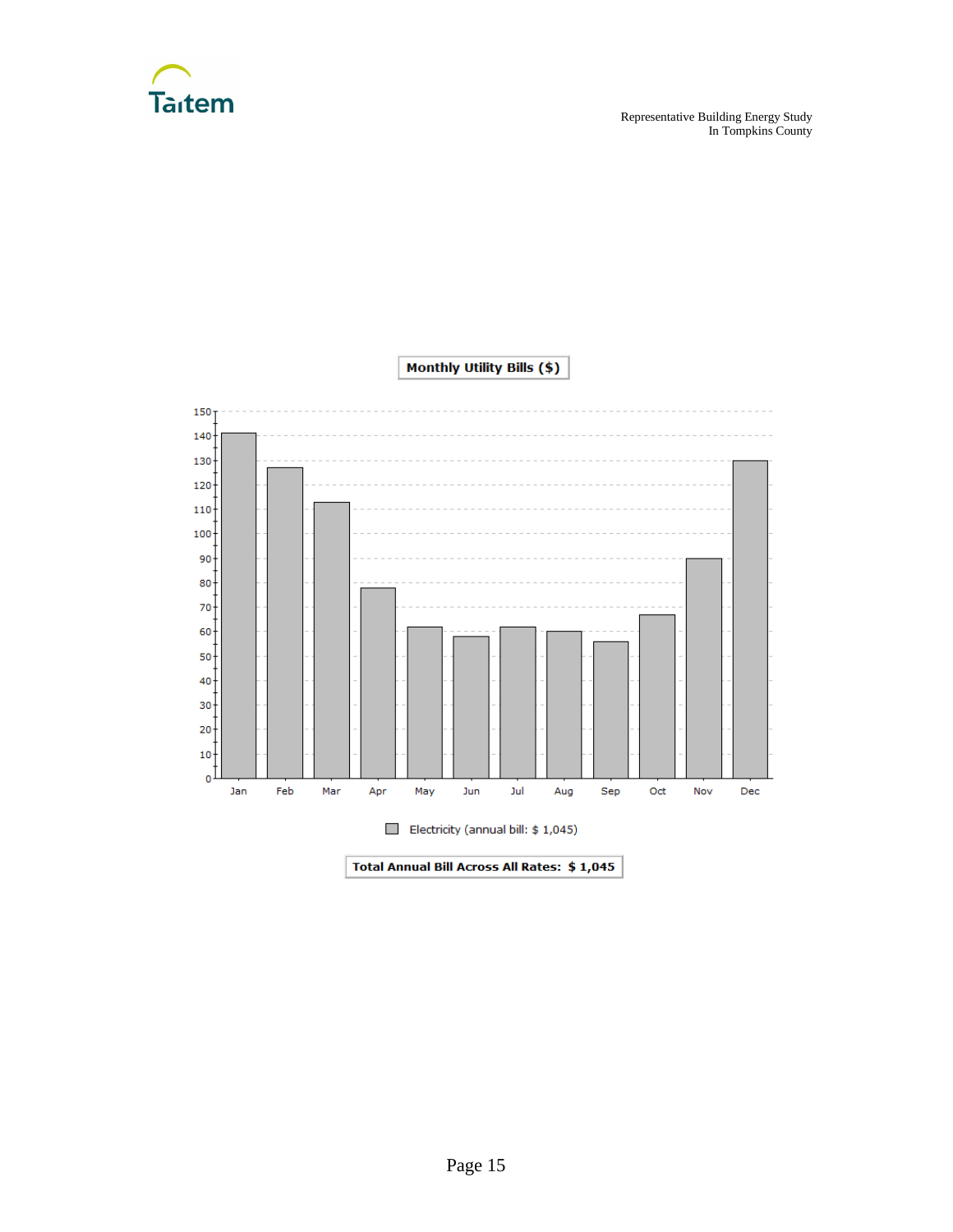**Monthly Utility Bills ($)**

Electricity (annual bill: $ 1,045)

**Total Annual Bill Across All Rates: $ 1,045**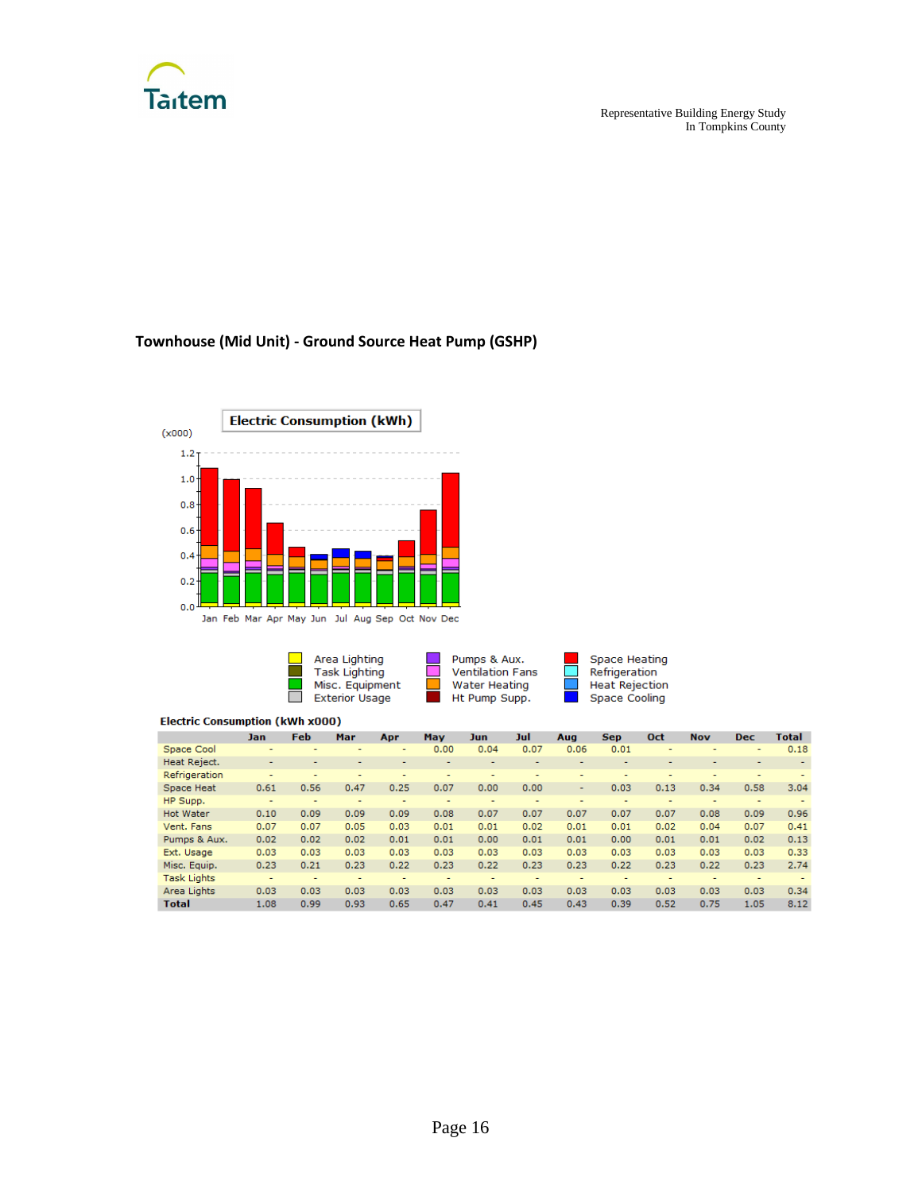## Townhouse (Mid Unit) - Ground Source Heat Pump (GSHP)

**Electric Consumption (kWh x000)**

| | Jan | Feb | Mar | Apr | May | Jun | Jul | Aug | Sep | Oct | Nov | Dec | Total |
|---|---|---|---|---|---|---|---|---|---|---|---|---|---|
| Space Cool | - | - | - | - | 0.00 | 0.04 | 0.07 | 0.06 | 0.01 | - | - | - | 0.18 |
| Heat Reject. | - | - | - | - | - | - | - | - | - | - | - | - | - |
| Refrigeration | - | - | - | - | - | - | - | - | - | - | - | - | - |
| Space Heat | 0.61 | 0.56 | 0.47 | 0.25 | 0.07 | 0.00 | 0.00 | - | 0.03 | 0.13 | 0.34 | 0.58 | 3.04 |
| HP Supp. | - | - | - | - | - | - | - | - | - | - | - | - | - |
| Hot Water | 0.10 | 0.09 | 0.09 | 0.09 | 0.08 | 0.07 | 0.07 | 0.07 | 0.07 | 0.07 | 0.08 | 0.09 | 0.96 |
| Vent. Fans | 0.07 | 0.07 | 0.05 | 0.03 | 0.01 | 0.01 | 0.02 | 0.01 | 0.01 | 0.02 | 0.04 | 0.07 | 0.41 |
| Pumps & Aux. | 0.02 | 0.02 | 0.02 | 0.01 | 0.01 | 0.00 | 0.01 | 0.01 | 0.00 | 0.01 | 0.01 | 0.02 | 0.13 |
| Ext. Usage | 0.03 | 0.03 | 0.03 | 0.03 | 0.03 | 0.03 | 0.03 | 0.03 | 0.03 | 0.03 | 0.03 | 0.03 | 0.33 |
| Misc. Equip. | 0.23 | 0.21 | 0.23 | 0.22 | 0.23 | 0.22 | 0.23 | 0.23 | 0.22 | 0.23 | 0.22 | 0.23 | 2.74 |
| Task Lights | - | - | - | - | - | - | - | - | - | - | - | - | - |
| Area Lights | 0.03 | 0.03 | 0.03 | 0.03 | 0.03 | 0.03 | 0.03 | 0.03 | 0.03 | 0.03 | 0.03 | 0.03 | 0.34 |
| **Total** | 1.08 | 0.99 | 0.93 | 0.65 | 0.47 | 0.41 | 0.45 | 0.43 | 0.39 | 0.52 | 0.75 | 1.05 | 8.12 |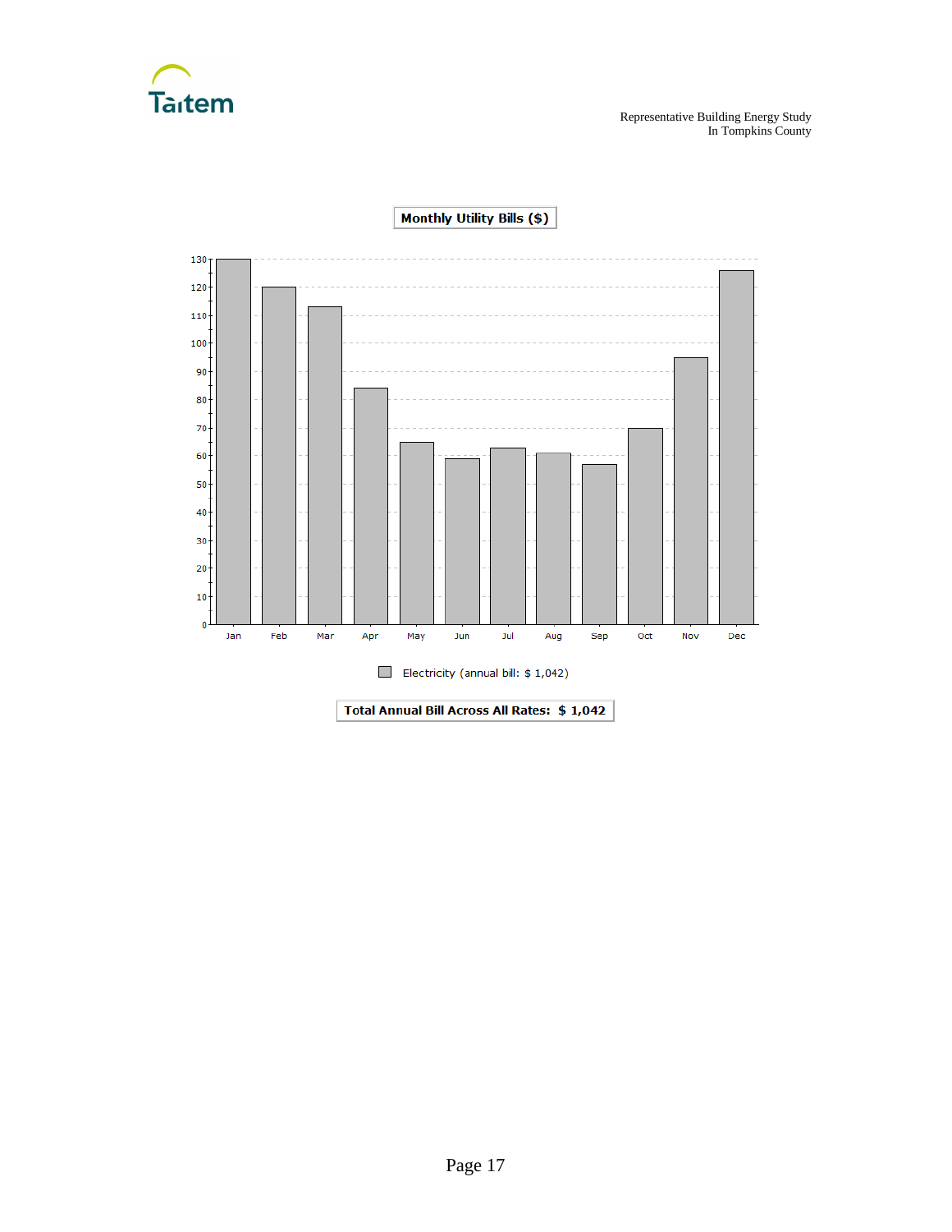**Monthly Utility Bills ($)**

Electricity (annual bill: $ 1,042)

**Total Annual Bill Across All Rates: $ 1,042**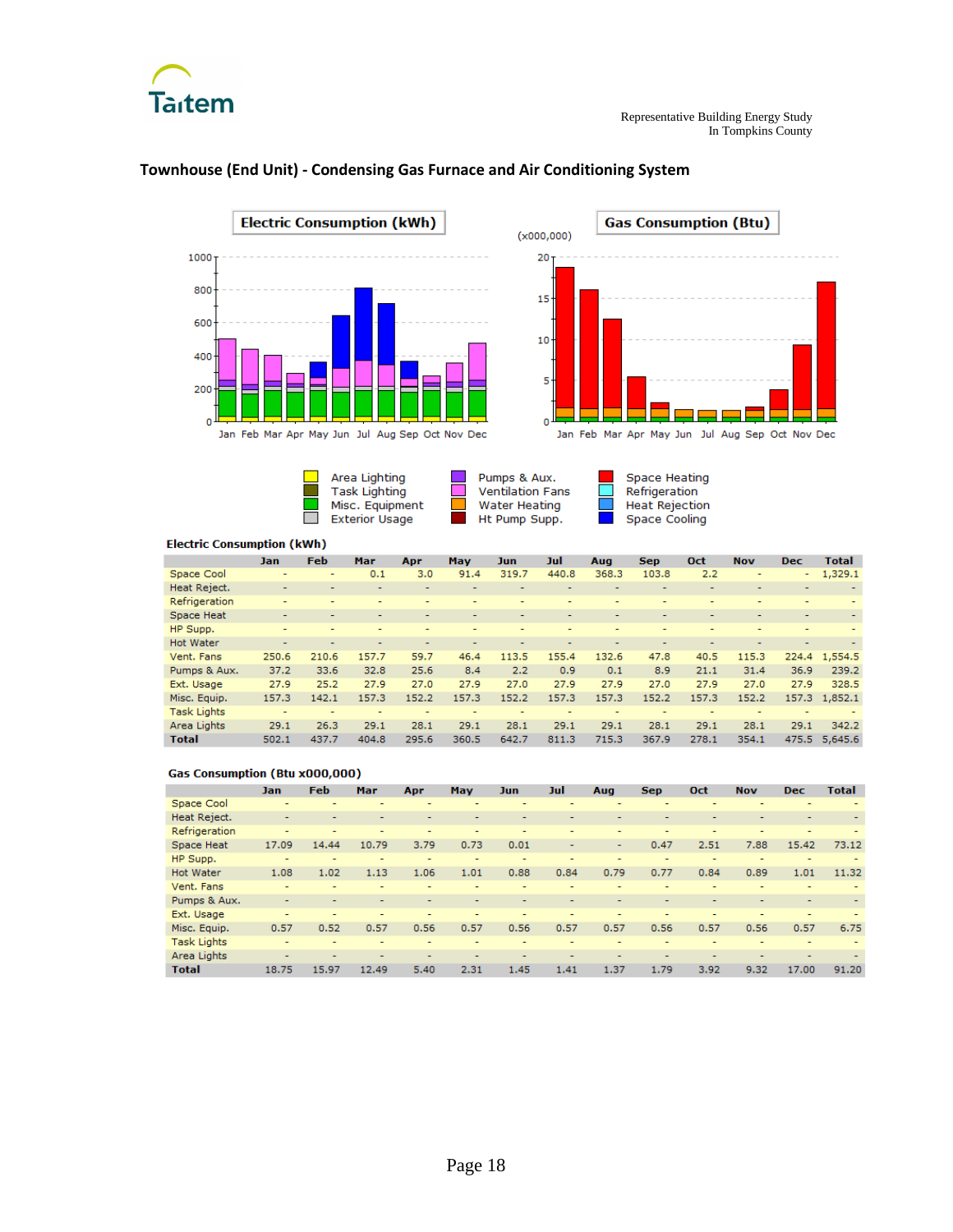## Townhouse (End Unit) - Condensing Gas Furnace and Air Conditioning System

**Electric Consumption (kWh)**

| | Jan | Feb | Mar | Apr | May | Jun | Jul | Aug | Sep | Oct | Nov | Dec | Total |
|---|---|---|---|---|---|---|---|---|---|---|---|---|---|
| Space Cool | - | - | 0.1 | 3.0 | 91.4 | 319.7 | 440.8 | 368.3 | 103.8 | 2.2 | - | - | 1,329.1 |
| Heat Reject. | - | - | - | - | - | - | - | - | - | - | - | - | - |
| Refrigeration | - | - | - | - | - | - | - | - | - | - | - | - | - |
| Space Heat | - | - | - | - | - | - | - | - | - | - | - | - | - |
| HP Supp. | - | - | - | - | - | - | - | - | - | - | - | - | - |
| Hot Water | - | - | - | - | - | - | - | - | - | - | - | - | - |
| Vent. Fans | 250.6 | 210.6 | 157.7 | 59.7 | 46.4 | 113.5 | 155.4 | 132.6 | 47.8 | 40.5 | 115.3 | 224.4 | 1,554.5 |
| Pumps & Aux. | 37.2 | 33.6 | 32.8 | 25.6 | 8.4 | 2.2 | 0.9 | 0.1 | 8.9 | 21.1 | 31.4 | 36.9 | 239.2 |
| Ext. Usage | 27.9 | 25.2 | 27.9 | 27.0 | 27.9 | 27.0 | 27.9 | 27.9 | 27.0 | 27.9 | 27.0 | 27.9 | 328.5 |
| Misc. Equip. | 157.3 | 142.1 | 157.3 | 152.2 | 157.3 | 152.2 | 157.3 | 157.3 | 152.2 | 157.3 | 152.2 | 157.3 | 1,852.1 |
| Task Lights | - | - | - | - | - | - | - | - | - | - | - | - | - |
| Area Lights | 29.1 | 26.3 | 29.1 | 28.1 | 29.1 | 28.1 | 29.1 | 29.1 | 28.1 | 29.1 | 28.1 | 29.1 | 342.2 |
| **Total** | 502.1 | 437.7 | 404.8 | 295.6 | 360.5 | 642.7 | 811.3 | 715.3 | 367.9 | 278.1 | 354.1 | 475.5 | 5,645.6 |

**Gas Consumption (Btu x000,000)**

| | Jan | Feb | Mar | Apr | May | Jun | Jul | Aug | Sep | Oct | Nov | Dec | Total |
|---|---|---|---|---|---|---|---|---|---|---|---|---|---|
| Space Cool | - | - | - | - | - | - | - | - | - | - | - | - | - |
| Heat Reject. | - | - | - | - | - | - | - | - | - | - | - | - | - |
| Refrigeration | - | - | - | - | - | - | - | - | - | - | - | - | - |
| Space Heat | 17.09 | 14.44 | 10.79 | 3.79 | 0.73 | 0.01 | - | - | 0.47 | 2.51 | 7.88 | 15.42 | 73.12 |
| HP Supp. | - | - | - | - | - | - | - | - | - | - | - | - | - |
| Hot Water | 1.08 | 1.02 | 1.13 | 1.06 | 1.01 | 0.88 | 0.84 | 0.79 | 0.77 | 0.84 | 0.89 | 1.01 | 11.32 |
| Vent. Fans | - | - | - | - | - | - | - | - | - | - | - | - | - |
| Pumps & Aux. | - | - | - | - | - | - | - | - | - | - | - | - | - |
| Ext. Usage | - | - | - | - | - | - | - | - | - | - | - | - | - |
| Misc. Equip. | 0.57 | 0.52 | 0.57 | 0.56 | 0.57 | 0.56 | 0.57 | 0.57 | 0.56 | 0.57 | 0.56 | 0.57 | 6.75 |
| Task Lights | - | - | - | - | - | - | - | - | - | - | - | - | - |
| Area Lights | - | - | - | - | - | - | - | - | - | - | - | - | - |
| **Total** | 18.75 | 15.97 | 12.49 | 5.40 | 2.31 | 1.45 | 1.41 | 1.37 | 1.79 | 3.92 | 9.32 | 17.00 | 91.20 |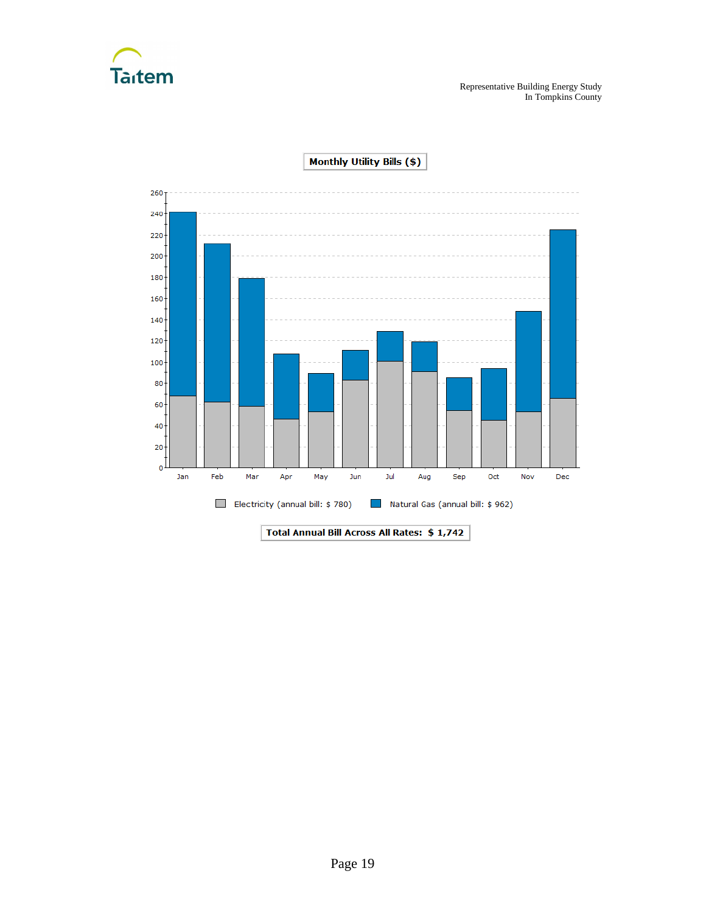**Monthly Utility Bills ($)**

Electricity (annual bill: $ 780) | Natural Gas (annual bill: $ 962)

**Total Annual Bill Across All Rates: $ 1,742**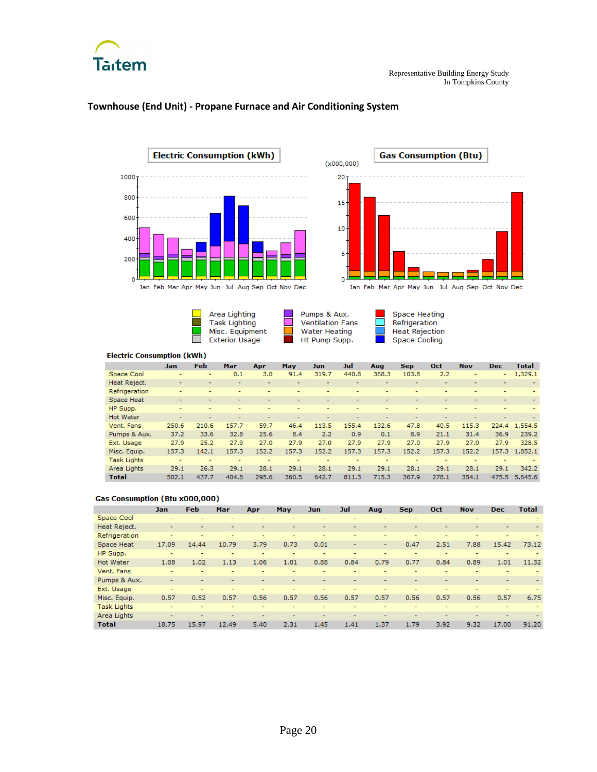## Townhouse (End Unit) - Propane Furnace and Air Conditioning System

**Electric Consumption (kWh)**

| | Jan | Feb | Mar | Apr | May | Jun | Jul | Aug | Sep | Oct | Nov | Dec | Total |
|---|---|---|---|---|---|---|---|---|---|---|---|---|---|
| Space Cool | - | - | 0.1 | 3.0 | 91.4 | 319.7 | 440.8 | 368.3 | 103.8 | 2.2 | - | - | 1,329.1 |
| Heat Reject. | - | - | - | - | - | - | - | - | - | - | - | - | - |
| Refrigeration | - | - | - | - | - | - | - | - | - | - | - | - | - |
| Space Heat | - | - | - | - | - | - | - | - | - | - | - | - | - |
| HP Supp. | - | - | - | - | - | - | - | - | - | - | - | - | - |
| Hot Water | - | - | - | - | - | - | - | - | - | - | - | - | - |
| Vent. Fans | 250.6 | 210.6 | 157.7 | 59.7 | 46.4 | 113.5 | 155.4 | 132.6 | 47.8 | 40.5 | 115.3 | 224.4 | 1,554.5 |
| Pumps & Aux. | 37.2 | 33.6 | 32.8 | 25.6 | 8.4 | 2.2 | 0.9 | 0.1 | 8.9 | 21.1 | 31.4 | 36.9 | 239.2 |
| Ext. Usage | 27.9 | 25.2 | 27.9 | 27.0 | 27.9 | 27.0 | 27.9 | 27.9 | 27.0 | 27.9 | 27.0 | 27.9 | 328.5 |
| Misc. Equip. | 157.3 | 142.1 | 157.3 | 152.2 | 157.3 | 152.2 | 157.3 | 157.3 | 152.2 | 157.3 | 152.2 | 157.3 | 1,852.1 |
| Task Lights | - | - | - | - | - | - | - | - | - | - | - | - | - |
| Area Lights | 29.1 | 26.3 | 29.1 | 28.1 | 29.1 | 28.1 | 29.1 | 29.1 | 28.1 | 29.1 | 28.1 | 29.1 | 342.2 |
| **Total** | 502.1 | 437.7 | 404.8 | 295.6 | 360.5 | 642.7 | 811.3 | 715.3 | 367.9 | 278.1 | 354.1 | 475.5 | 5,645.6 |

**Gas Consumption (Btu x000,000)**

| | Jan | Feb | Mar | Apr | May | Jun | Jul | Aug | Sep | Oct | Nov | Dec | Total |
|---|---|---|---|---|---|---|---|---|---|---|---|---|---|
| Space Cool | - | - | - | - | - | - | - | - | - | - | - | - | - |
| Heat Reject. | - | - | - | - | - | - | - | - | - | - | - | - | - |
| Refrigeration | - | - | - | - | - | - | - | - | - | - | - | - | - |
| Space Heat | 17.09 | 14.44 | 10.79 | 3.79 | 0.73 | 0.01 | - | - | 0.47 | 2.51 | 7.88 | 15.42 | 73.12 |
| HP Supp. | - | - | - | - | - | - | - | - | - | - | - | - | - |
| Hot Water | 1.08 | 1.02 | 1.13 | 1.06 | 1.01 | 0.88 | 0.84 | 0.79 | 0.77 | 0.84 | 0.89 | 1.01 | 11.32 |
| Vent. Fans | - | - | - | - | - | - | - | - | - | - | - | - | - |
| Pumps & Aux. | - | - | - | - | - | - | - | - | - | - | - | - | - |
| Ext. Usage | - | - | - | - | - | - | - | - | - | - | - | - | - |
| Misc. Equip. | 0.57 | 0.52 | 0.57 | 0.56 | 0.57 | 0.56 | 0.57 | 0.57 | 0.56 | 0.57 | 0.56 | 0.57 | 6.75 |
| Task Lights | - | - | - | - | - | - | - | - | - | - | - | - | - |
| Area Lights | - | - | - | - | - | - | - | - | - | - | - | - | - |
| **Total** | 18.75 | 15.97 | 12.49 | 5.40 | 2.31 | 1.45 | 1.41 | 1.37 | 1.79 | 3.92 | 9.32 | 17.00 | 91.20 |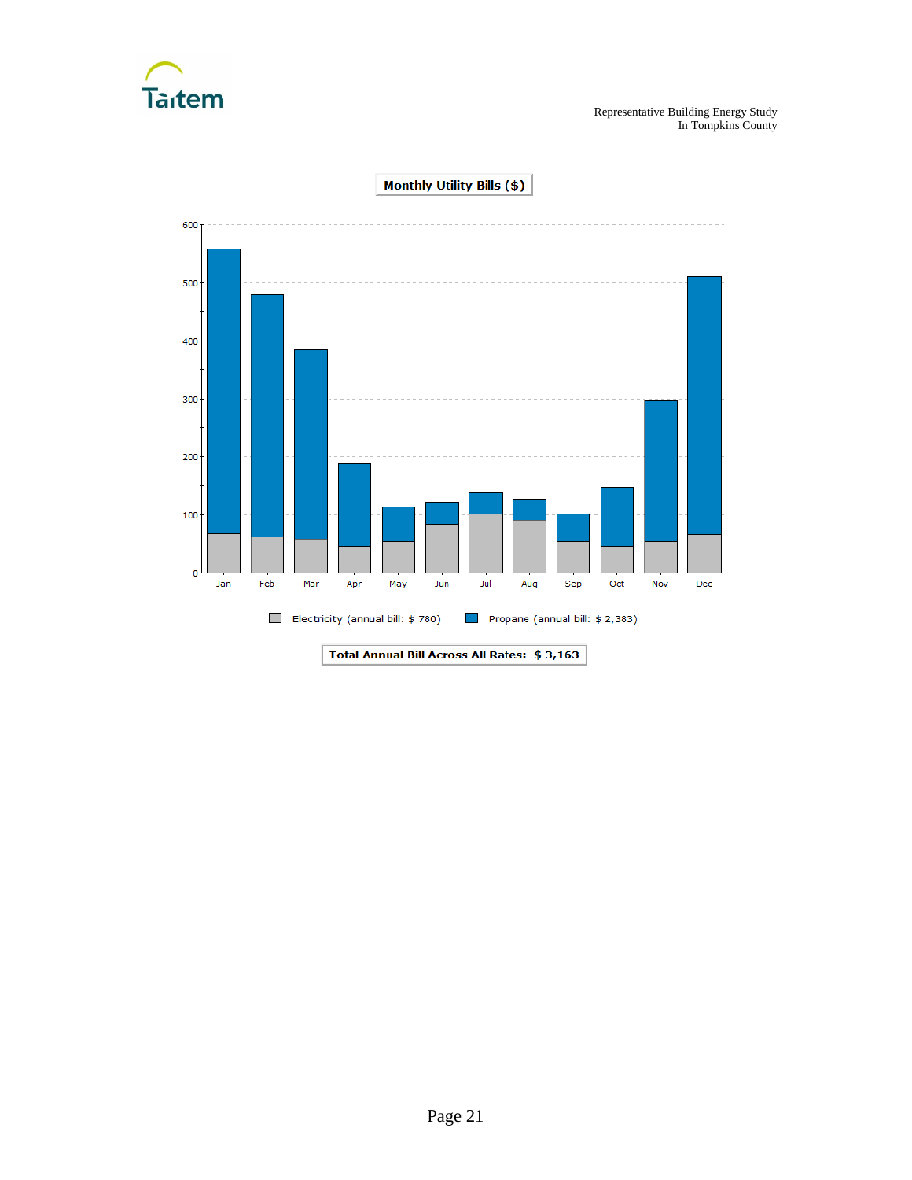**Monthly Utility Bills ($)**

Jan Feb Mar Apr May Jun Jul Aug Sep Oct Nov Dec

Electricity (annual bill: $ 780)  Propane (annual bill: $ 2,383)

**Total Annual Bill Across All Rates: $ 3,163**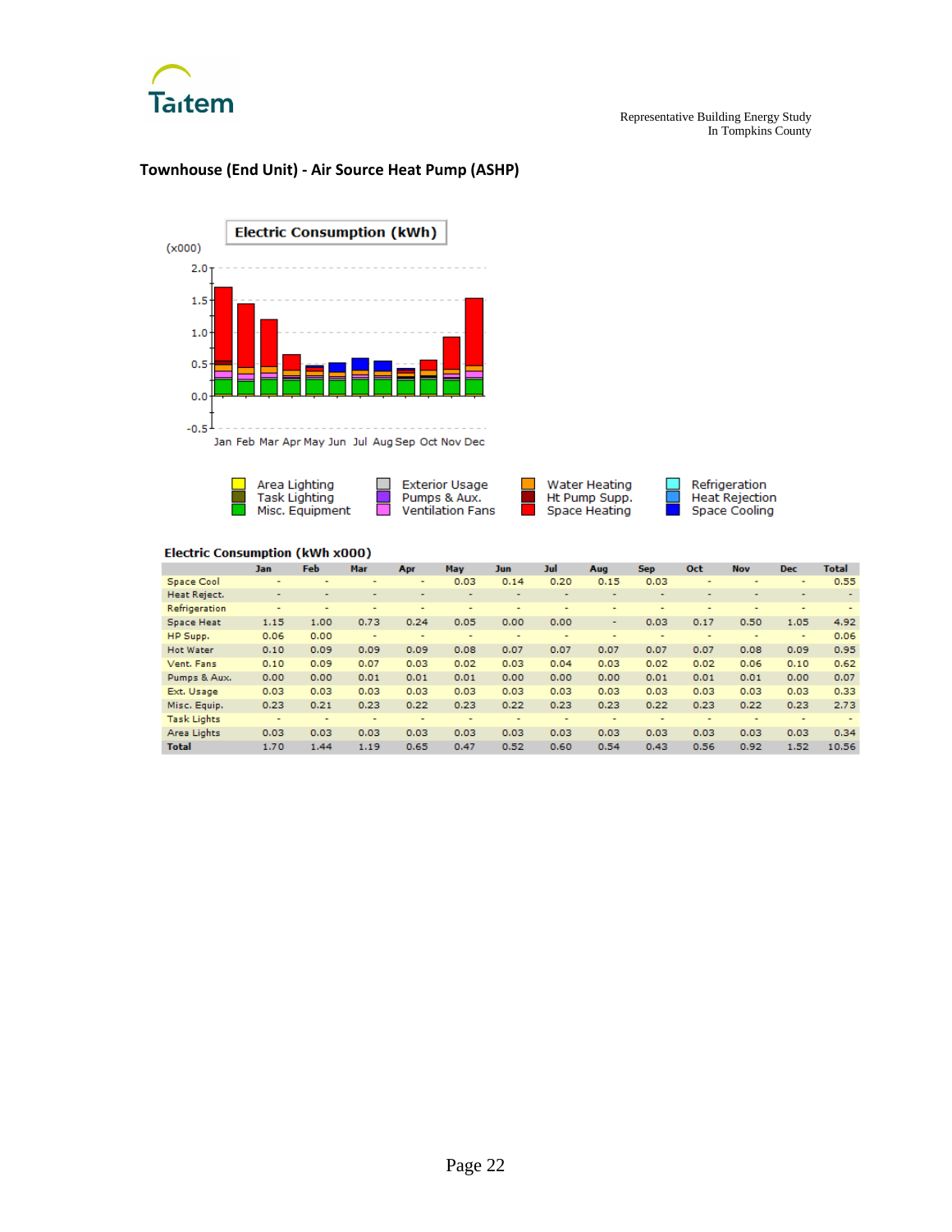## Townhouse (End Unit) - Air Source Heat Pump (ASHP)

**Electric Consumption (kWh)**

(x000)

Area Lighting | Task Lighting | Misc. Equipment | Exterior Usage | Pumps & Aux. | Ventilation Fans | Water Heating | Ht Pump Supp. | Space Heating | Refrigeration | Heat Rejection | Space Cooling

**Electric Consumption (kWh x000)**

| | Jan | Feb | Mar | Apr | May | Jun | Jul | Aug | Sep | Oct | Nov | Dec | Total |
|---|---|---|---|---|---|---|---|---|---|---|---|---|---|
| Space Cool | - | - | - | - | 0.03 | 0.14 | 0.20 | 0.15 | 0.03 | - | - | - | 0.55 |
| Heat Reject. | - | - | - | - | - | - | - | - | - | - | - | - | - |
| Refrigeration | - | - | - | - | - | - | - | - | - | - | - | - | - |
| Space Heat | 1.15 | 1.00 | 0.73 | 0.24 | 0.05 | 0.00 | 0.00 | - | 0.03 | 0.17 | 0.50 | 1.05 | 4.92 |
| HP Supp. | 0.06 | 0.00 | - | - | - | - | - | - | - | - | - | - | 0.06 |
| Hot Water | 0.10 | 0.09 | 0.09 | 0.09 | 0.08 | 0.07 | 0.07 | 0.07 | 0.07 | 0.07 | 0.08 | 0.09 | 0.95 |
| Vent. Fans | 0.10 | 0.09 | 0.07 | 0.03 | 0.02 | 0.03 | 0.04 | 0.03 | 0.02 | 0.02 | 0.06 | 0.10 | 0.62 |
| Pumps & Aux. | 0.00 | 0.00 | 0.01 | 0.01 | 0.01 | 0.00 | 0.00 | 0.00 | 0.01 | 0.01 | 0.01 | 0.00 | 0.07 |
| Ext. Usage | 0.03 | 0.03 | 0.03 | 0.03 | 0.03 | 0.03 | 0.03 | 0.03 | 0.03 | 0.03 | 0.03 | 0.03 | 0.33 |
| Misc. Equip. | 0.23 | 0.21 | 0.23 | 0.22 | 0.23 | 0.22 | 0.23 | 0.23 | 0.22 | 0.23 | 0.22 | 0.23 | 2.73 |
| Task Lights | - | - | - | - | - | - | - | - | - | - | - | - | - |
| Area Lights | 0.03 | 0.03 | 0.03 | 0.03 | 0.03 | 0.03 | 0.03 | 0.03 | 0.03 | 0.03 | 0.03 | 0.03 | 0.34 |
| **Total** | 1.70 | 1.44 | 1.19 | 0.65 | 0.47 | 0.52 | 0.60 | 0.54 | 0.43 | 0.56 | 0.92 | 1.52 | 10.56 |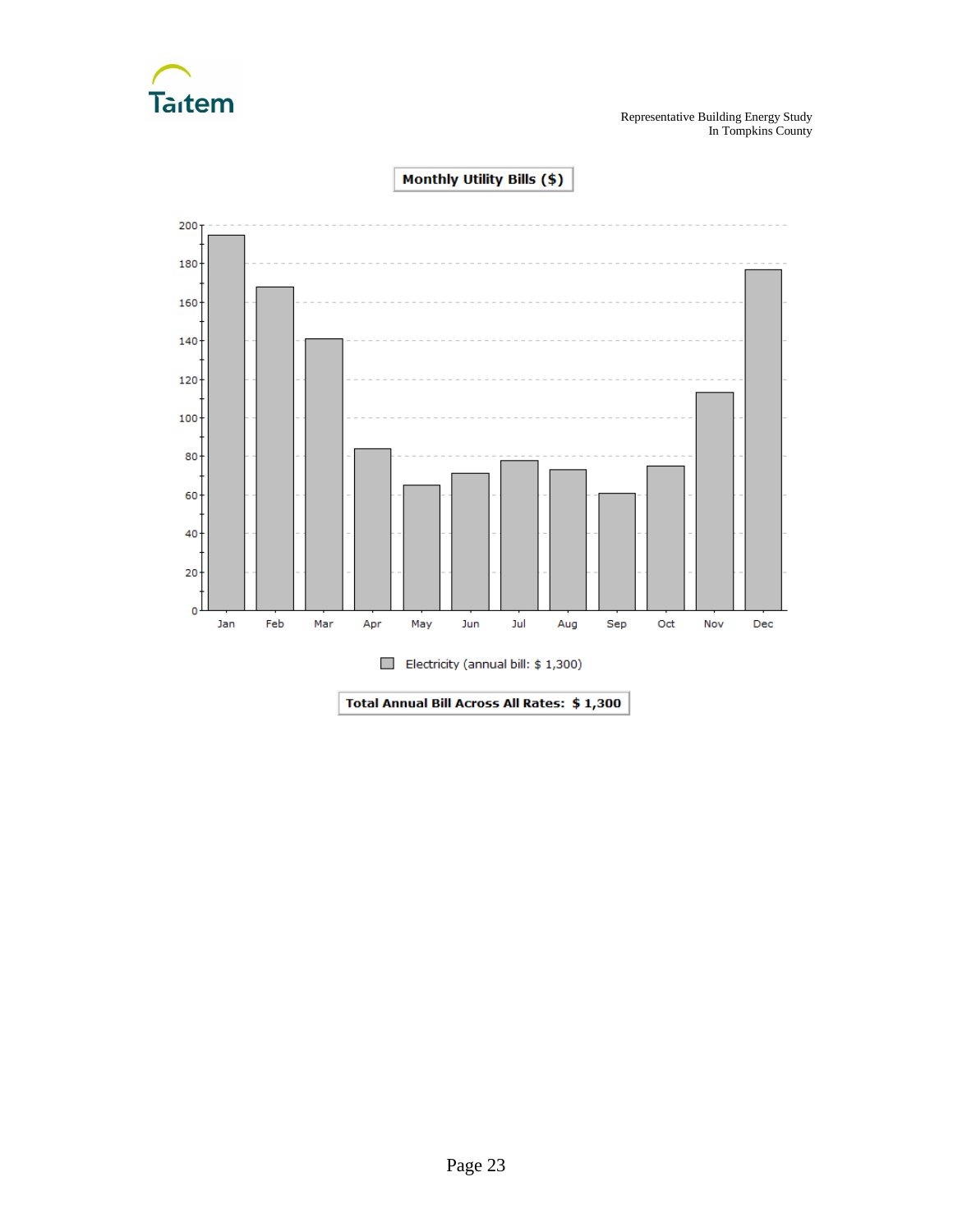**Monthly Utility Bills ($)**

Electricity (annual bill: $ 1,300)

**Total Annual Bill Across All Rates: $ 1,300**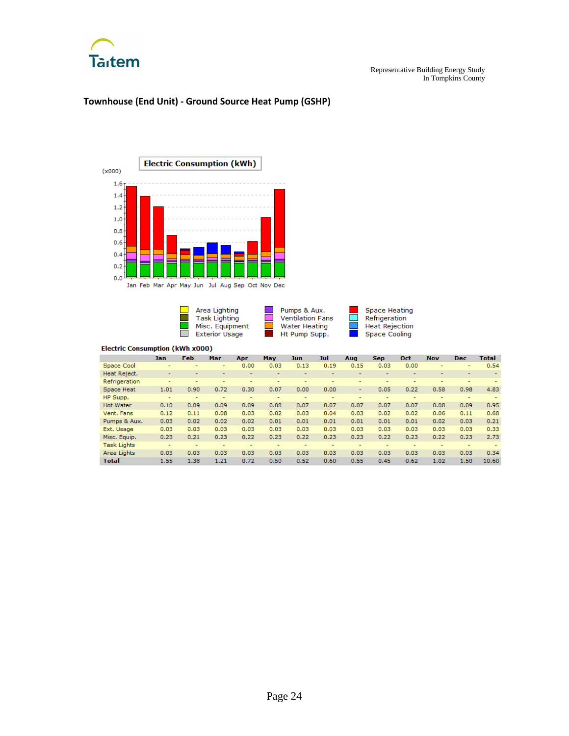## Townhouse (End Unit) - Ground Source Heat Pump (GSHP)

**Electric Consumption (kWh)**

(x000)

| Area Lighting | Pumps & Aux. | Space Heating |
|---|---|---|
| Task Lighting | Ventilation Fans | Refrigeration |
| Misc. Equipment | Water Heating | Heat Rejection |
| Exterior Usage | Ht Pump Supp. | Space Cooling |

**Electric Consumption (kWh x000)**

| | Jan | Feb | Mar | Apr | May | Jun | Jul | Aug | Sep | Oct | Nov | Dec | Total |
|---|---|---|---|---|---|---|---|---|---|---|---|---|---|
| Space Cool | - | - | - | 0.00 | 0.03 | 0.13 | 0.19 | 0.15 | 0.03 | 0.00 | - | - | 0.54 |
| Heat Reject. | - | - | - | - | - | - | - | - | - | - | - | - | - |
| Refrigeration | - | - | - | - | - | - | - | - | - | - | - | - | - |
| Space Heat | 1.01 | 0.90 | 0.72 | 0.30 | 0.07 | 0.00 | 0.00 | - | 0.05 | 0.22 | 0.58 | 0.98 | 4.83 |
| HP Supp. | - | - | - | - | - | - | - | - | - | - | - | - | - |
| Hot Water | 0.10 | 0.09 | 0.09 | 0.09 | 0.08 | 0.07 | 0.07 | 0.07 | 0.07 | 0.07 | 0.08 | 0.09 | 0.95 |
| Vent. Fans | 0.12 | 0.11 | 0.08 | 0.03 | 0.02 | 0.03 | 0.04 | 0.03 | 0.02 | 0.02 | 0.06 | 0.11 | 0.68 |
| Pumps & Aux. | 0.03 | 0.02 | 0.02 | 0.02 | 0.01 | 0.01 | 0.01 | 0.01 | 0.01 | 0.01 | 0.02 | 0.03 | 0.21 |
| Ext. Usage | 0.03 | 0.03 | 0.03 | 0.03 | 0.03 | 0.03 | 0.03 | 0.03 | 0.03 | 0.03 | 0.03 | 0.03 | 0.33 |
| Misc. Equip. | 0.23 | 0.21 | 0.23 | 0.22 | 0.23 | 0.22 | 0.23 | 0.23 | 0.22 | 0.23 | 0.22 | 0.23 | 2.73 |
| Task Lights | - | - | - | - | - | - | - | - | - | - | - | - | - |
| Area Lights | 0.03 | 0.03 | 0.03 | 0.03 | 0.03 | 0.03 | 0.03 | 0.03 | 0.03 | 0.03 | 0.03 | 0.03 | 0.34 |
| **Total** | 1.55 | 1.38 | 1.21 | 0.72 | 0.50 | 0.52 | 0.60 | 0.55 | 0.45 | 0.62 | 1.02 | 1.50 | 10.60 |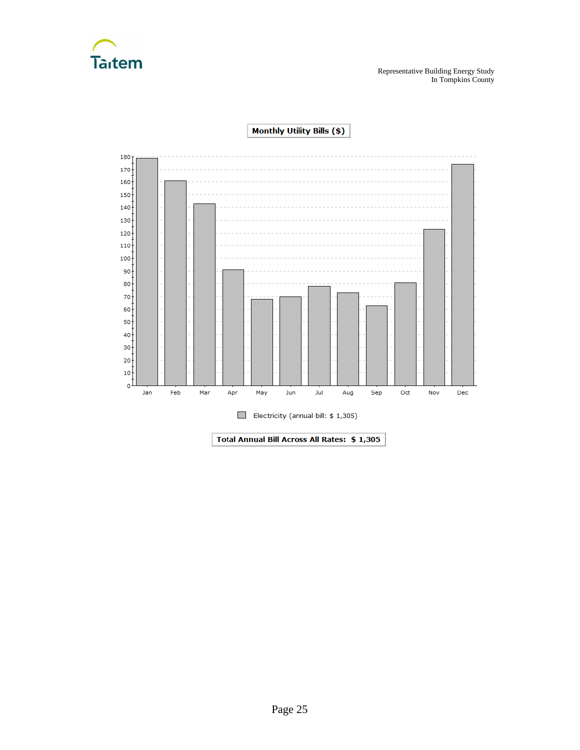**Monthly Utility Bills ($)**

Electricity (annual bill: $ 1,305)

**Total Annual Bill Across All Rates: $ 1,305**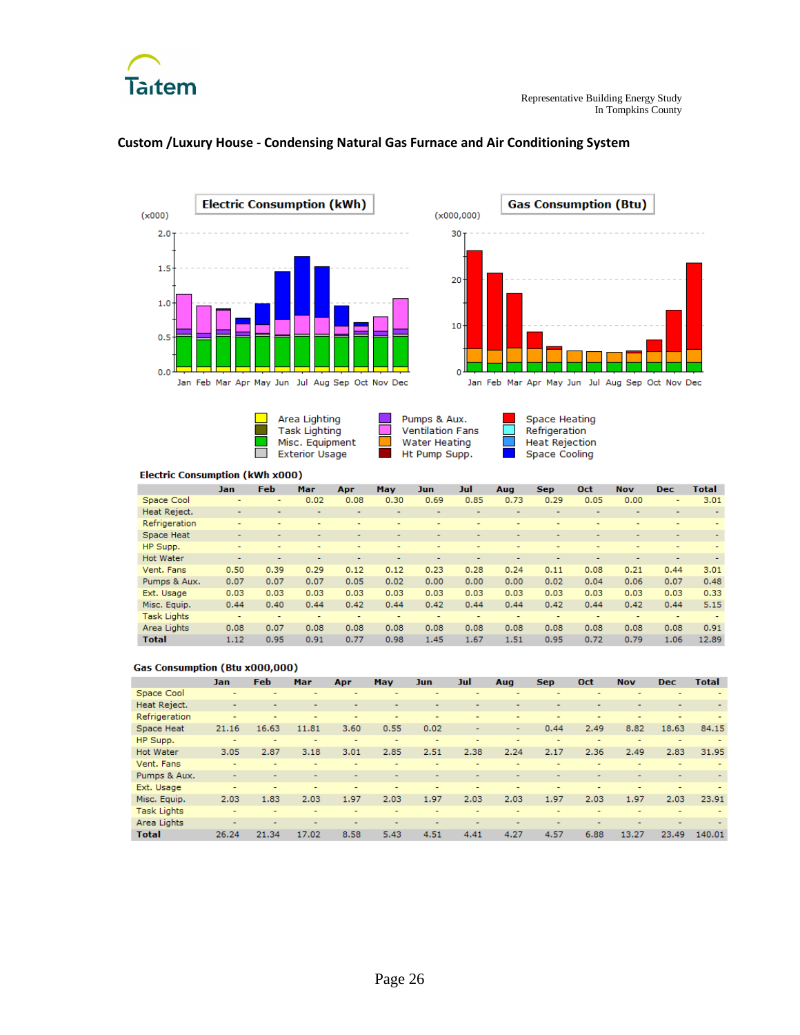## Custom /Luxury House - Condensing Natural Gas Furnace and Air Conditioning System

**Electric Consumption (kWh x000)**

| | Jan | Feb | Mar | Apr | May | Jun | Jul | Aug | Sep | Oct | Nov | Dec | Total |
|---|---|---|---|---|---|---|---|---|---|---|---|---|---|
| Space Cool | - | - | 0.02 | 0.08 | 0.30 | 0.69 | 0.85 | 0.73 | 0.29 | 0.05 | 0.00 | - | 3.01 |
| Heat Reject. | - | - | - | - | - | - | - | - | - | - | - | - | - |
| Refrigeration | - | - | - | - | - | - | - | - | - | - | - | - | - |
| Space Heat | - | - | - | - | - | - | - | - | - | - | - | - | - |
| HP Supp. | - | - | - | - | - | - | - | - | - | - | - | - | - |
| Hot Water | - | - | - | - | - | - | - | - | - | - | - | - | - |
| Vent. Fans | 0.50 | 0.39 | 0.29 | 0.12 | 0.12 | 0.23 | 0.28 | 0.24 | 0.11 | 0.08 | 0.21 | 0.44 | 3.01 |
| Pumps & Aux. | 0.07 | 0.07 | 0.07 | 0.05 | 0.02 | 0.00 | 0.00 | 0.00 | 0.02 | 0.04 | 0.06 | 0.07 | 0.48 |
| Ext. Usage | 0.03 | 0.03 | 0.03 | 0.03 | 0.03 | 0.03 | 0.03 | 0.03 | 0.03 | 0.03 | 0.03 | 0.03 | 0.33 |
| Misc. Equip. | 0.44 | 0.40 | 0.44 | 0.42 | 0.44 | 0.42 | 0.44 | 0.44 | 0.42 | 0.44 | 0.42 | 0.44 | 5.15 |
| Task Lights | - | - | - | - | - | - | - | - | - | - | - | - | - |
| Area Lights | 0.08 | 0.07 | 0.08 | 0.08 | 0.08 | 0.08 | 0.08 | 0.08 | 0.08 | 0.08 | 0.08 | 0.08 | 0.91 |
| **Total** | 1.12 | 0.95 | 0.91 | 0.77 | 0.98 | 1.45 | 1.67 | 1.51 | 0.95 | 0.72 | 0.79 | 1.06 | 12.89 |

**Gas Consumption (Btu x000,000)**

| | Jan | Feb | Mar | Apr | May | Jun | Jul | Aug | Sep | Oct | Nov | Dec | Total |
|---|---|---|---|---|---|---|---|---|---|---|---|---|---|
| Space Cool | - | - | - | - | - | - | - | - | - | - | - | - | - |
| Heat Reject. | - | - | - | - | - | - | - | - | - | - | - | - | - |
| Refrigeration | - | - | - | - | - | - | - | - | - | - | - | - | - |
| Space Heat | 21.16 | 16.63 | 11.81 | 3.60 | 0.55 | 0.02 | - | - | 0.44 | 2.49 | 8.82 | 18.63 | 84.15 |
| HP Supp. | - | - | - | - | - | - | - | - | - | - | - | - | - |
| Hot Water | 3.05 | 2.87 | 3.18 | 3.01 | 2.85 | 2.51 | 2.38 | 2.24 | 2.17 | 2.36 | 2.49 | 2.83 | 31.95 |
| Vent. Fans | - | - | - | - | - | - | - | - | - | - | - | - | - |
| Pumps & Aux. | - | - | - | - | - | - | - | - | - | - | - | - | - |
| Ext. Usage | - | - | - | - | - | - | - | - | - | - | - | - | - |
| Misc. Equip. | 2.03 | 1.83 | 2.03 | 1.97 | 2.03 | 1.97 | 2.03 | 2.03 | 1.97 | 2.03 | 1.97 | 2.03 | 23.91 |
| Task Lights | - | - | - | - | - | - | - | - | - | - | - | - | - |
| Area Lights | - | - | - | - | - | - | - | - | - | - | - | - | - |
| **Total** | 26.24 | 21.34 | 17.02 | 8.58 | 5.43 | 4.51 | 4.41 | 4.27 | 4.57 | 6.88 | 13.27 | 23.49 | 140.01 |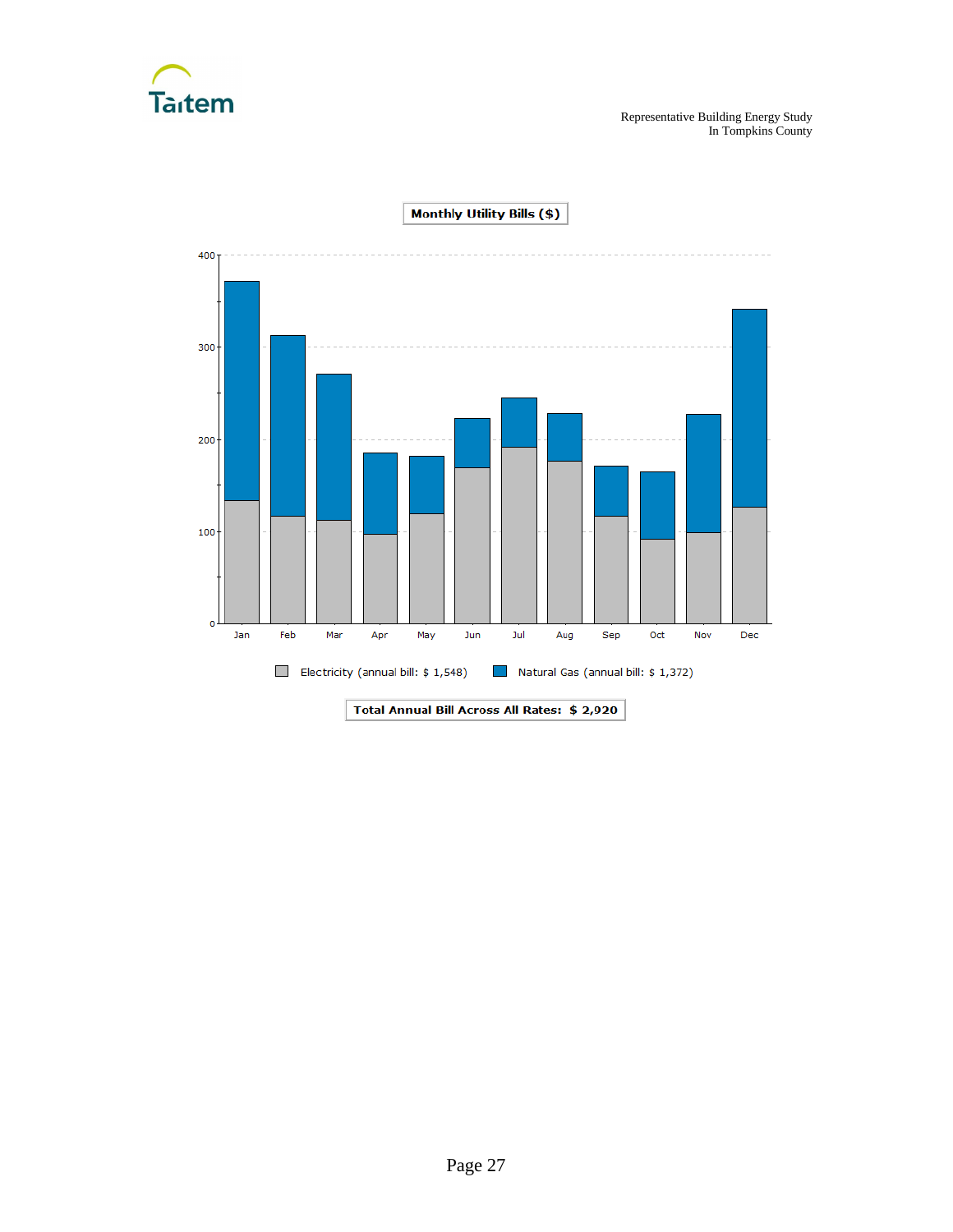**Monthly Utility Bills ($)**

Electricity (annual bill: $ 1,548)  Natural Gas (annual bill: $ 1,372)

**Total Annual Bill Across All Rates: $ 2,920**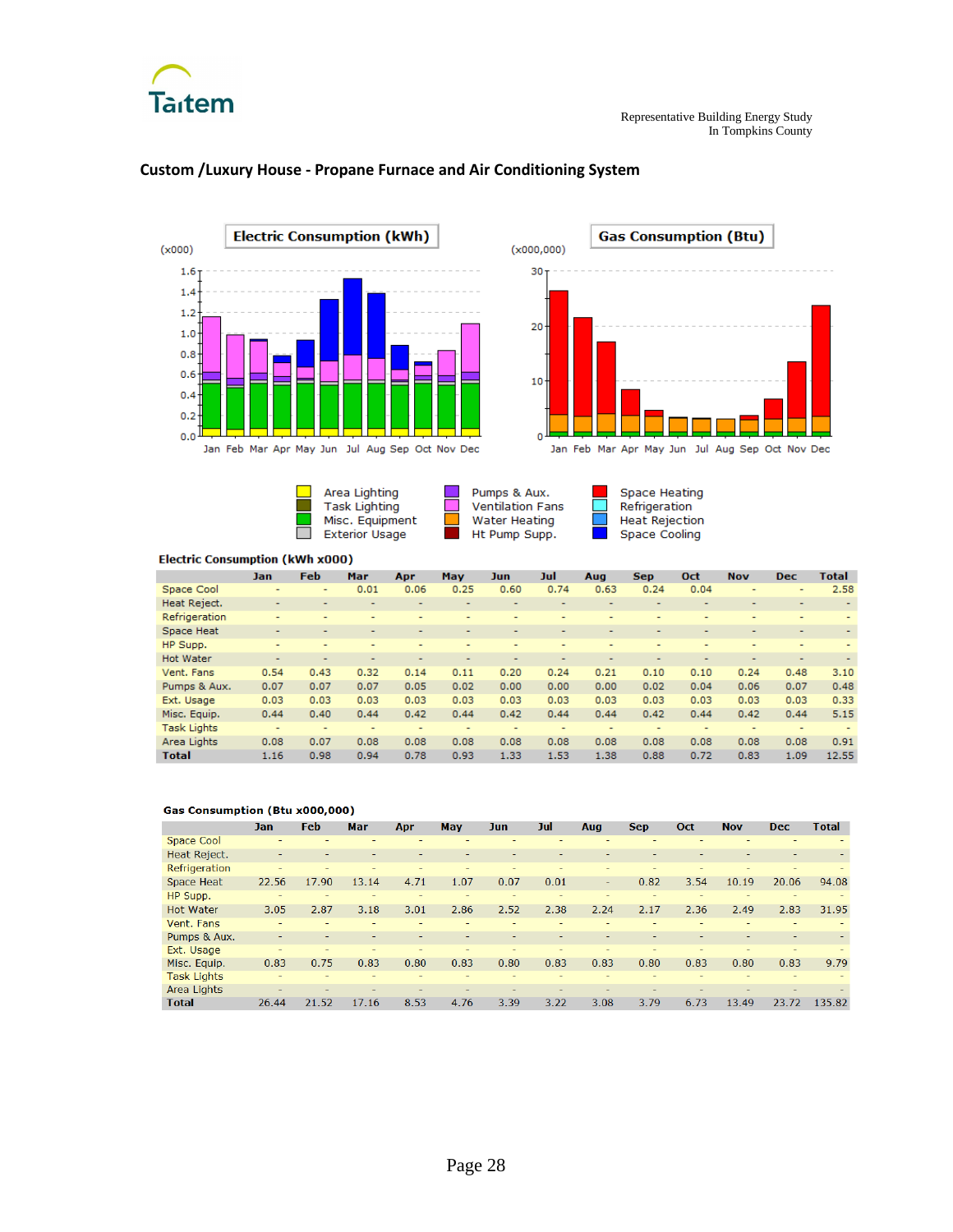## Custom /Luxury House - Propane Furnace and Air Conditioning System

**Electric Consumption (kWh x000)**

| | Jan | Feb | Mar | Apr | May | Jun | Jul | Aug | Sep | Oct | Nov | Dec | Total |
|---|---|---|---|---|---|---|---|---|---|---|---|---|---|
| Space Cool | - | - | 0.01 | 0.06 | 0.25 | 0.60 | 0.74 | 0.63 | 0.24 | 0.04 | - | - | 2.58 |
| Heat Reject. | - | - | - | - | - | - | - | - | - | - | - | - | - |
| Refrigeration | - | - | - | - | - | - | - | - | - | - | - | - | - |
| Space Heat | - | - | - | - | - | - | - | - | - | - | - | - | - |
| HP Supp. | - | - | - | - | - | - | - | - | - | - | - | - | - |
| Hot Water | - | - | - | - | - | - | - | - | - | - | - | - | - |
| Vent. Fans | 0.54 | 0.43 | 0.32 | 0.14 | 0.11 | 0.20 | 0.24 | 0.21 | 0.10 | 0.10 | 0.24 | 0.48 | 3.10 |
| Pumps & Aux. | 0.07 | 0.07 | 0.07 | 0.05 | 0.02 | 0.00 | 0.00 | 0.00 | 0.02 | 0.04 | 0.06 | 0.07 | 0.48 |
| Ext. Usage | 0.03 | 0.03 | 0.03 | 0.03 | 0.03 | 0.03 | 0.03 | 0.03 | 0.03 | 0.03 | 0.03 | 0.03 | 0.33 |
| Misc. Equip. | 0.44 | 0.40 | 0.44 | 0.42 | 0.44 | 0.42 | 0.44 | 0.44 | 0.42 | 0.44 | 0.42 | 0.44 | 5.15 |
| Task Lights | - | - | - | - | - | - | - | - | - | - | - | - | - |
| Area Lights | 0.08 | 0.07 | 0.08 | 0.08 | 0.08 | 0.08 | 0.08 | 0.08 | 0.08 | 0.08 | 0.08 | 0.08 | 0.91 |
| **Total** | 1.16 | 0.98 | 0.94 | 0.78 | 0.93 | 1.33 | 1.53 | 1.38 | 0.88 | 0.72 | 0.83 | 1.09 | 12.55 |

**Gas Consumption (Btu x000,000)**

| | Jan | Feb | Mar | Apr | May | Jun | Jul | Aug | Sep | Oct | Nov | Dec | Total |
|---|---|---|---|---|---|---|---|---|---|---|---|---|---|
| Space Cool | - | - | - | - | - | - | - | - | - | - | - | - | - |
| Heat Reject. | - | - | - | - | - | - | - | - | - | - | - | - | - |
| Refrigeration | - | - | - | - | - | - | - | - | - | - | - | - | - |
| Space Heat | 22.56 | 17.90 | 13.14 | 4.71 | 1.07 | 0.07 | 0.01 | - | 0.82 | 3.54 | 10.19 | 20.06 | 94.08 |
| HP Supp. | - | - | - | - | - | - | - | - | - | - | - | - | - |
| Hot Water | 3.05 | 2.87 | 3.18 | 3.01 | 2.86 | 2.52 | 2.38 | 2.24 | 2.17 | 2.36 | 2.49 | 2.83 | 31.95 |
| Vent. Fans | - | - | - | - | - | - | - | - | - | - | - | - | - |
| Pumps & Aux. | - | - | - | - | - | - | - | - | - | - | - | - | - |
| Ext. Usage | - | - | - | - | - | - | - | - | - | - | - | - | - |
| Misc. Equip. | 0.83 | 0.75 | 0.83 | 0.80 | 0.83 | 0.80 | 0.83 | 0.83 | 0.80 | 0.83 | 0.80 | 0.83 | 9.79 |
| Task Lights | - | - | - | - | - | - | - | - | - | - | - | - | - |
| Area Lights | - | - | - | - | - | - | - | - | - | - | - | - | - |
| **Total** | 26.44 | 21.52 | 17.16 | 8.53 | 4.76 | 3.39 | 3.22 | 3.08 | 3.79 | 6.73 | 13.49 | 23.72 | 135.82 |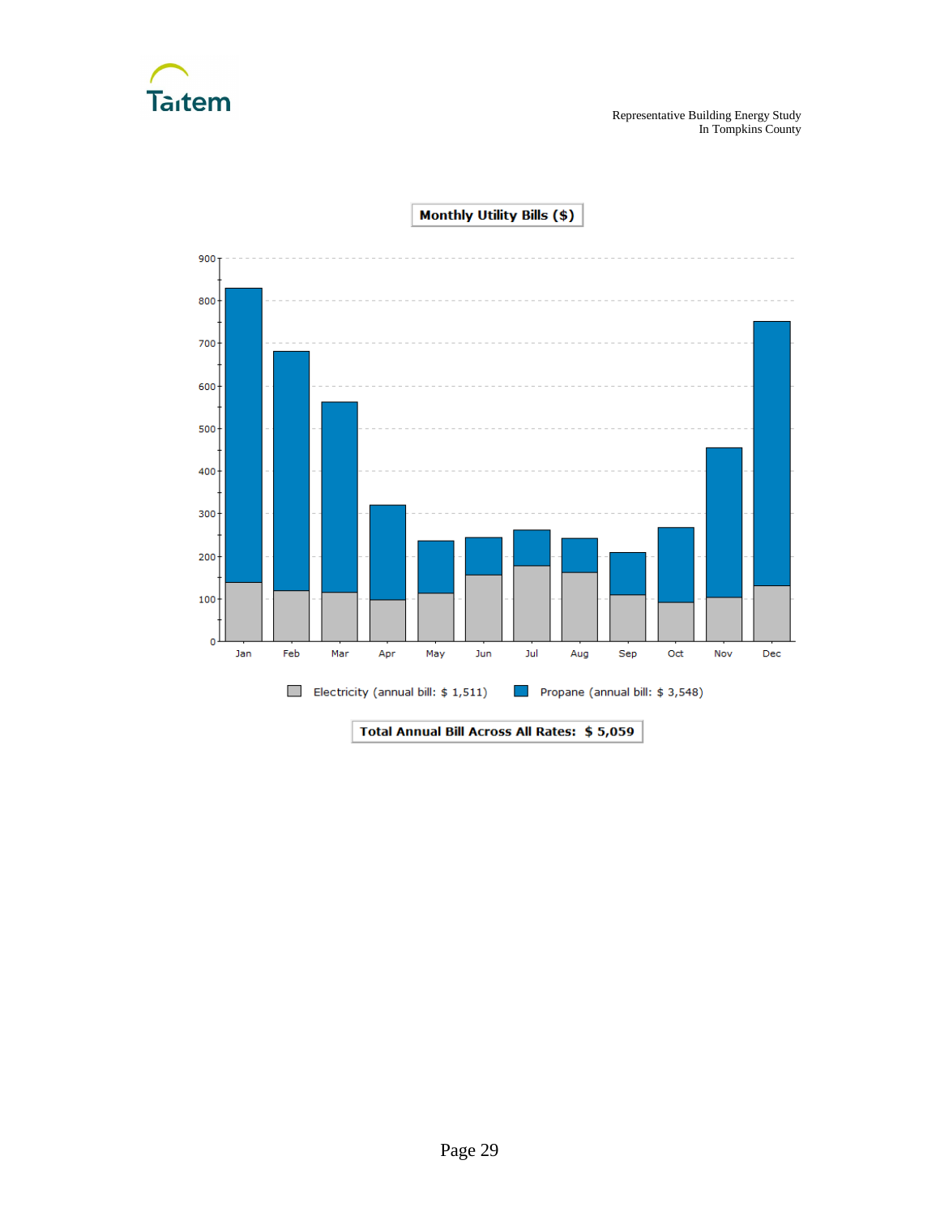**Monthly Utility Bills ($)**

Electricity (annual bill: $ 1,511) Propane (annual bill: $ 3,548)

**Total Annual Bill Across All Rates: $ 5,059**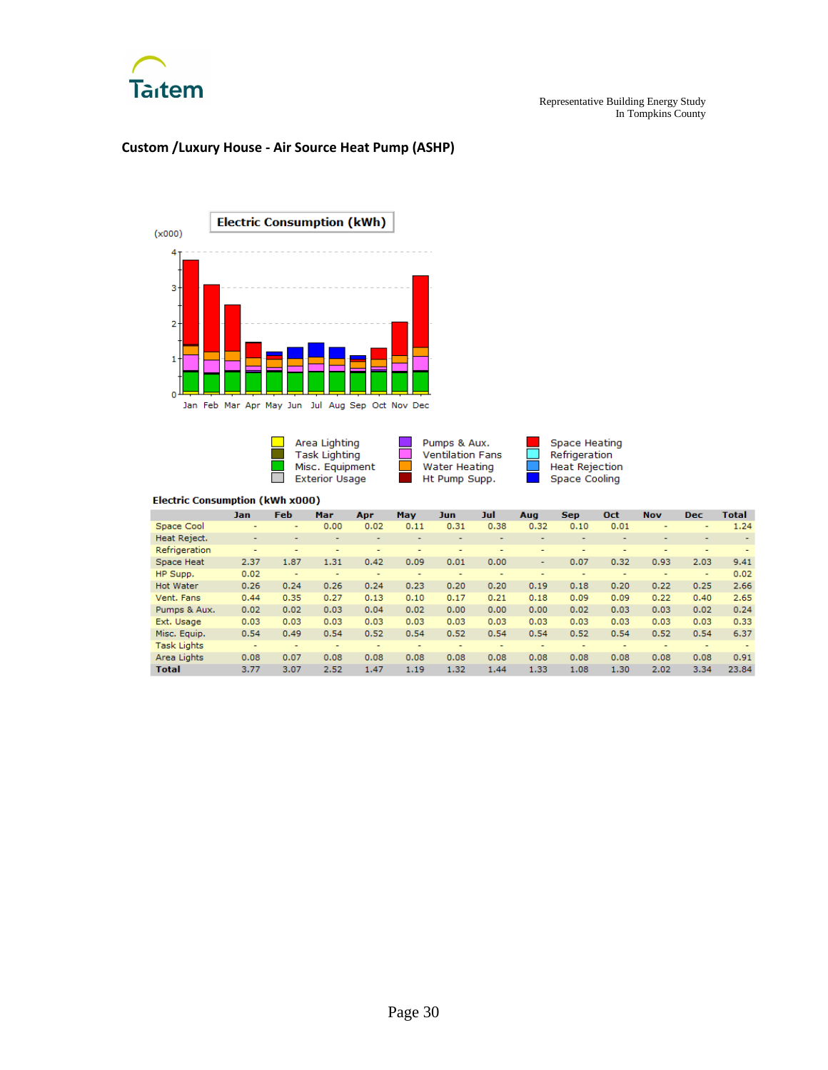## Custom /Luxury House - Air Source Heat Pump (ASHP)

**Electric Consumption (kWh x000)**

| | Jan | Feb | Mar | Apr | May | Jun | Jul | Aug | Sep | Oct | Nov | Dec | Total |
|---|---|---|---|---|---|---|---|---|---|---|---|---|---|
| Space Cool | - | - | 0.00 | 0.02 | 0.11 | 0.31 | 0.38 | 0.32 | 0.10 | 0.01 | - | - | 1.24 |
| Heat Reject. | - | - | - | - | - | - | - | - | - | - | - | - | - |
| Refrigeration | - | - | - | - | - | - | - | - | - | - | - | - | - |
| Space Heat | 2.37 | 1.87 | 1.31 | 0.42 | 0.09 | 0.01 | 0.00 | - | 0.07 | 0.32 | 0.93 | 2.03 | 9.41 |
| HP Supp. | 0.02 | - | - | - | - | - | - | - | - | - | - | - | 0.02 |
| Hot Water | 0.26 | 0.24 | 0.26 | 0.24 | 0.23 | 0.20 | 0.20 | 0.19 | 0.18 | 0.20 | 0.22 | 0.25 | 2.66 |
| Vent. Fans | 0.44 | 0.35 | 0.27 | 0.13 | 0.10 | 0.17 | 0.21 | 0.18 | 0.09 | 0.09 | 0.22 | 0.40 | 2.65 |
| Pumps & Aux. | 0.02 | 0.02 | 0.03 | 0.04 | 0.02 | 0.00 | 0.00 | 0.00 | 0.02 | 0.03 | 0.03 | 0.02 | 0.24 |
| Ext. Usage | 0.03 | 0.03 | 0.03 | 0.03 | 0.03 | 0.03 | 0.03 | 0.03 | 0.03 | 0.03 | 0.03 | 0.03 | 0.33 |
| Misc. Equip. | 0.54 | 0.49 | 0.54 | 0.52 | 0.54 | 0.52 | 0.54 | 0.54 | 0.52 | 0.54 | 0.52 | 0.54 | 6.37 |
| Task Lights | - | - | - | - | - | - | - | - | - | - | - | - | - |
| Area Lights | 0.08 | 0.07 | 0.08 | 0.08 | 0.08 | 0.08 | 0.08 | 0.08 | 0.08 | 0.08 | 0.08 | 0.08 | 0.91 |
| **Total** | 3.77 | 3.07 | 2.52 | 1.47 | 1.19 | 1.32 | 1.44 | 1.33 | 1.08 | 1.30 | 2.02 | 3.34 | 23.84 |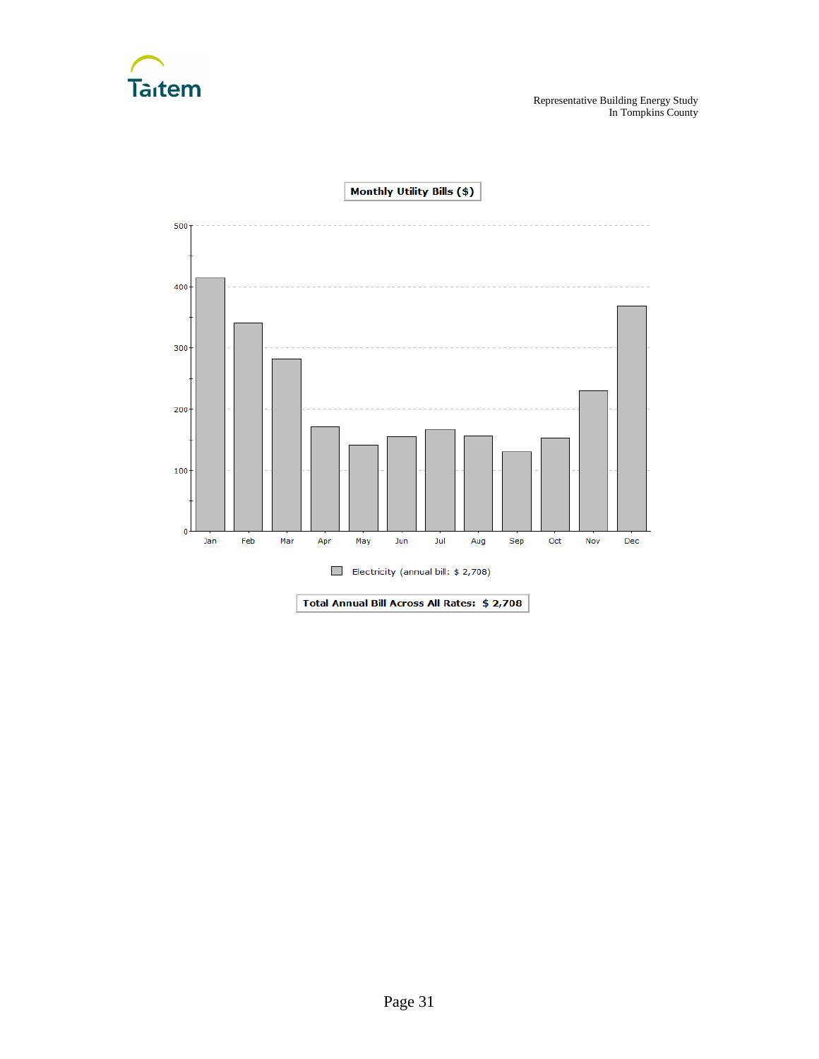Monthly Utility Bills ($)

Electricity (annual bill: $ 2,708)

Total Annual Bill Across All Rates: $ 2,708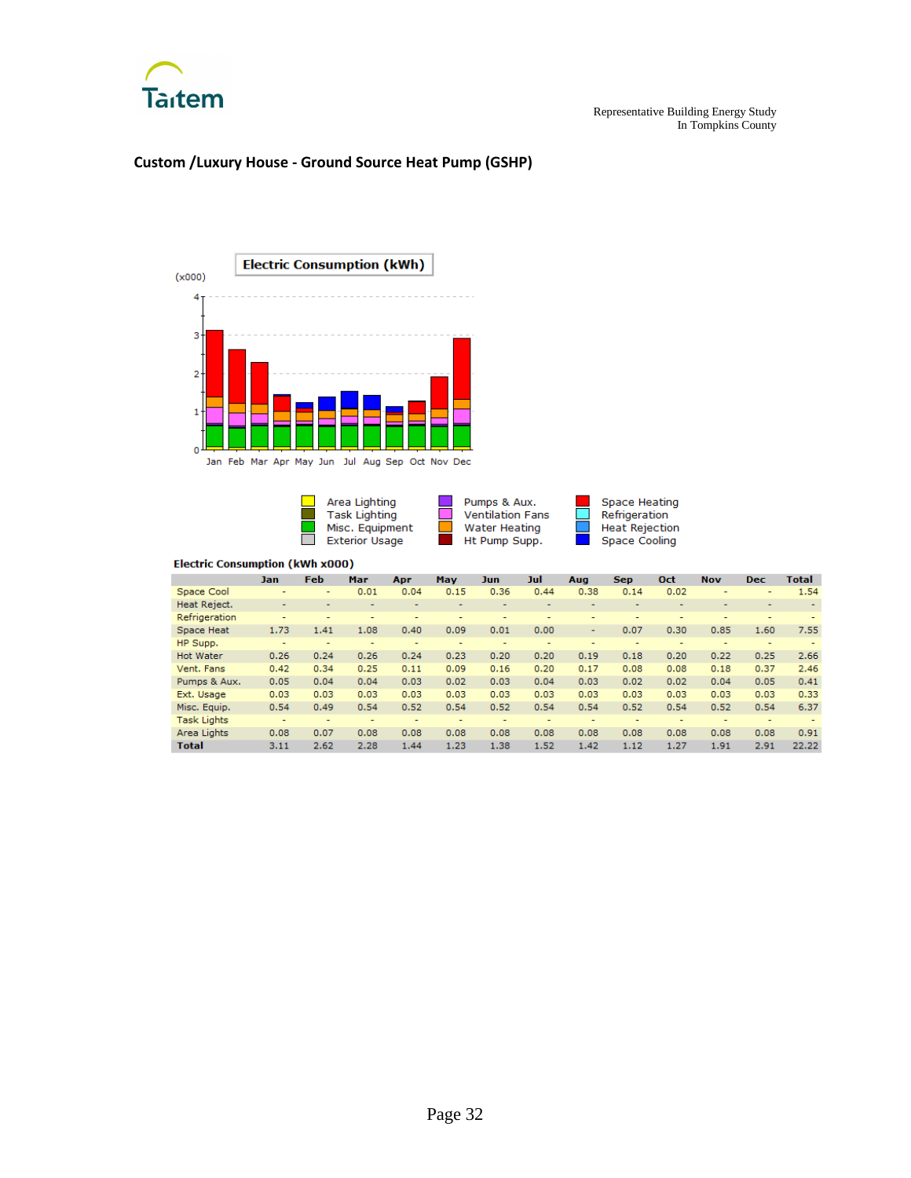## Custom /Luxury House - Ground Source Heat Pump (GSHP)

**Electric Consumption (kWh)**

(x000)

Legend: Area Lighting, Task Lighting, Misc. Equipment, Exterior Usage, Pumps & Aux., Ventilation Fans, Water Heating, Ht Pump Supp., Space Heating, Refrigeration, Heat Rejection, Space Cooling

**Electric Consumption (kWh x000)**

| | Jan | Feb | Mar | Apr | May | Jun | Jul | Aug | Sep | Oct | Nov | Dec | Total |
|---|---|---|---|---|---|---|---|---|---|---|---|---|---|
| Space Cool | - | - | 0.01 | 0.04 | 0.15 | 0.36 | 0.44 | 0.38 | 0.14 | 0.02 | - | - | 1.54 |
| Heat Reject. | - | - | - | - | - | - | - | - | - | - | - | - | - |
| Refrigeration | - | - | - | - | - | - | - | - | - | - | - | - | - |
| Space Heat | 1.73 | 1.41 | 1.08 | 0.40 | 0.09 | 0.01 | 0.00 | - | 0.07 | 0.30 | 0.85 | 1.60 | 7.55 |
| HP Supp. | - | - | - | - | - | - | - | - | - | - | - | - | - |
| Hot Water | 0.26 | 0.24 | 0.26 | 0.24 | 0.23 | 0.20 | 0.20 | 0.19 | 0.18 | 0.20 | 0.22 | 0.25 | 2.66 |
| Vent. Fans | 0.42 | 0.34 | 0.25 | 0.11 | 0.09 | 0.16 | 0.20 | 0.17 | 0.08 | 0.08 | 0.18 | 0.37 | 2.46 |
| Pumps & Aux. | 0.05 | 0.04 | 0.04 | 0.03 | 0.02 | 0.03 | 0.04 | 0.03 | 0.02 | 0.02 | 0.04 | 0.05 | 0.41 |
| Ext. Usage | 0.03 | 0.03 | 0.03 | 0.03 | 0.03 | 0.03 | 0.03 | 0.03 | 0.03 | 0.03 | 0.03 | 0.03 | 0.33 |
| Misc. Equip. | 0.54 | 0.49 | 0.54 | 0.52 | 0.54 | 0.52 | 0.54 | 0.54 | 0.52 | 0.54 | 0.52 | 0.54 | 6.37 |
| Task Lights | - | - | - | - | - | - | - | - | - | - | - | - | - |
| Area Lights | 0.08 | 0.07 | 0.08 | 0.08 | 0.08 | 0.08 | 0.08 | 0.08 | 0.08 | 0.08 | 0.08 | 0.08 | 0.91 |
| **Total** | 3.11 | 2.62 | 2.28 | 1.44 | 1.23 | 1.38 | 1.52 | 1.42 | 1.12 | 1.27 | 1.91 | 2.91 | 22.22 |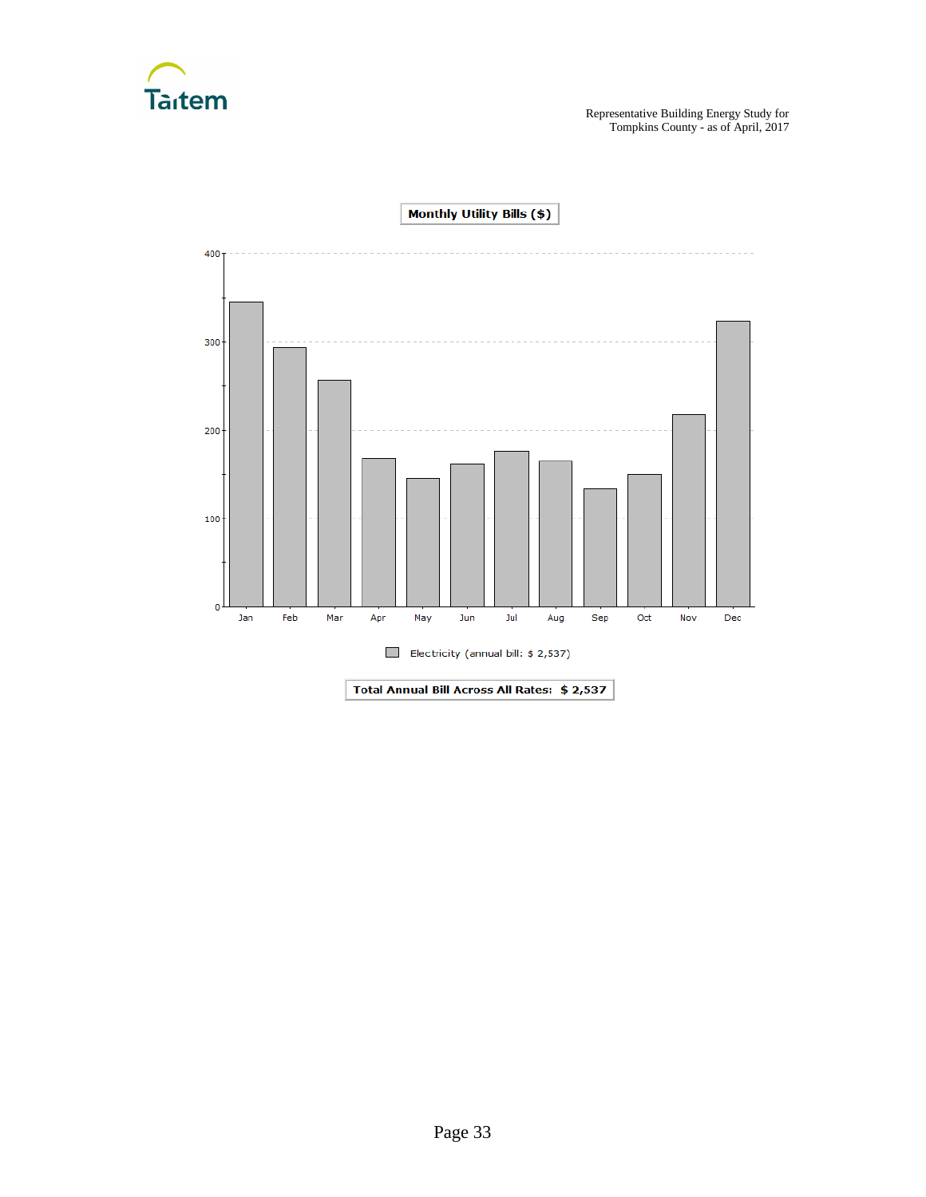Monthly Utility Bills ($)

400
300
200
100
0

Jan Feb Mar Apr May Jun Jul Aug Sep Oct Nov Dec

Electricity (annual bill: $ 2,537)

**Total Annual Bill Across All Rates: $ 2,537**